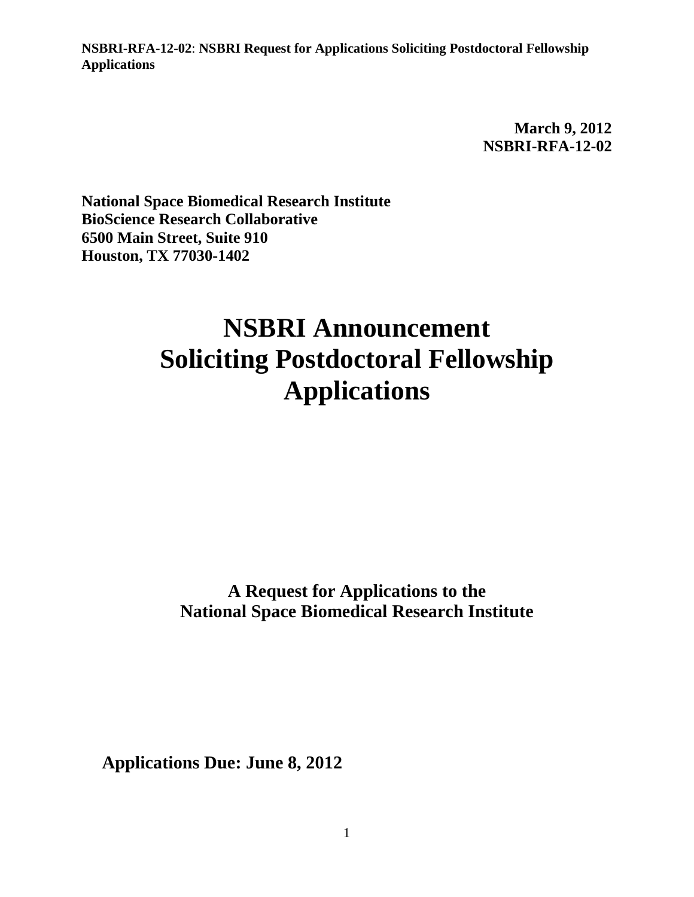**March 9, 2012**
**NSBRI-RFA-12-02**

**National Space Biomedical Research Institute**
**BioScience Research Collaborative**
**6500 Main Street, Suite 910**
**Houston, TX 77030-1402**

# NSBRI Announcement Soliciting Postdoctoral Fellowship Applications

**A Request for Applications to the**
**National Space Biomedical Research Institute**

**Applications Due: June 8, 2012**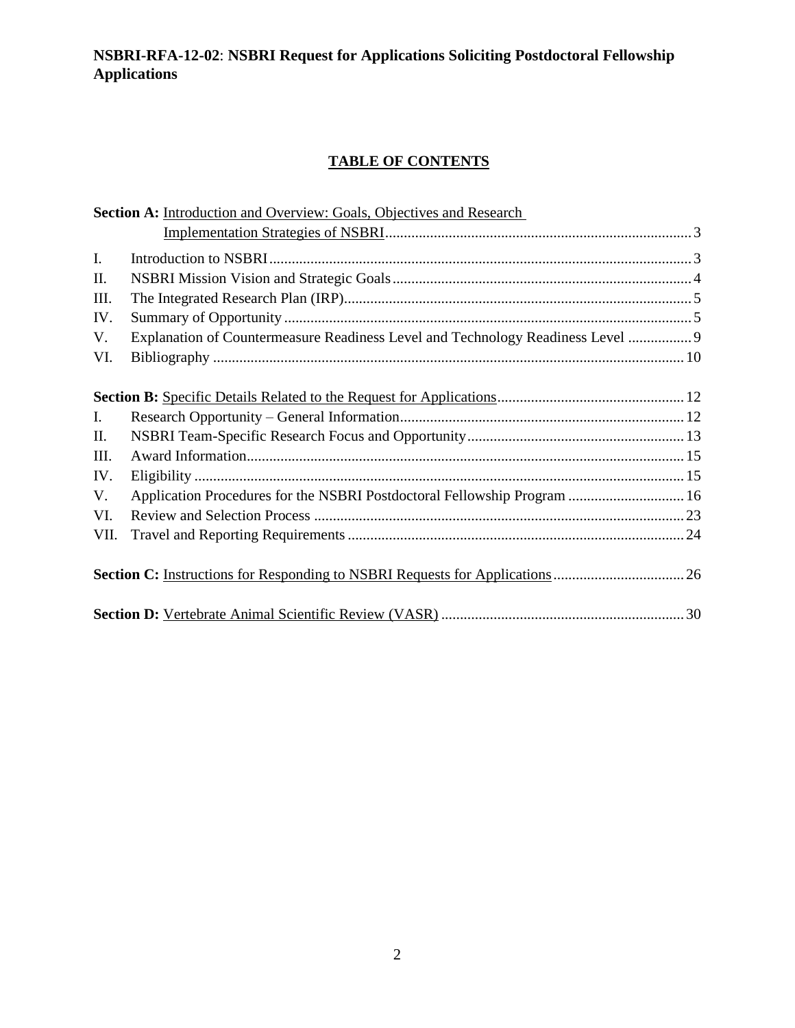**NSBRI-RFA-12-02**: **NSBRI Request for Applications Soliciting Postdoctoral Fellowship Applications**

## TABLE OF CONTENTS

**Section A:** Introduction and Overview: Goals, Objectives and Research Implementation Strategies of NSBRI ........ 3

| | | |
|---|---|---|
| I. | Introduction to NSBRI | 3 |
| II. | NSBRI Mission Vision and Strategic Goals | 4 |
| III. | The Integrated Research Plan (IRP) | 5 |
| IV. | Summary of Opportunity | 5 |
| V. | Explanation of Countermeasure Readiness Level and Technology Readiness Level | 9 |
| VI. | Bibliography | 10 |

**Section B:** Specific Details Related to the Request for Applications ........ 12

| | | |
|---|---|---|
| I. | Research Opportunity – General Information | 12 |
| II. | NSBRI Team-Specific Research Focus and Opportunity | 13 |
| III. | Award Information | 15 |
| IV. | Eligibility | 15 |
| V. | Application Procedures for the NSBRI Postdoctoral Fellowship Program | 16 |
| VI. | Review and Selection Process | 23 |
| VII. | Travel and Reporting Requirements | 24 |

**Section C:** Instructions for Responding to NSBRI Requests for Applications ........ 26

**Section D:** Vertebrate Animal Scientific Review (VASR) ........ 30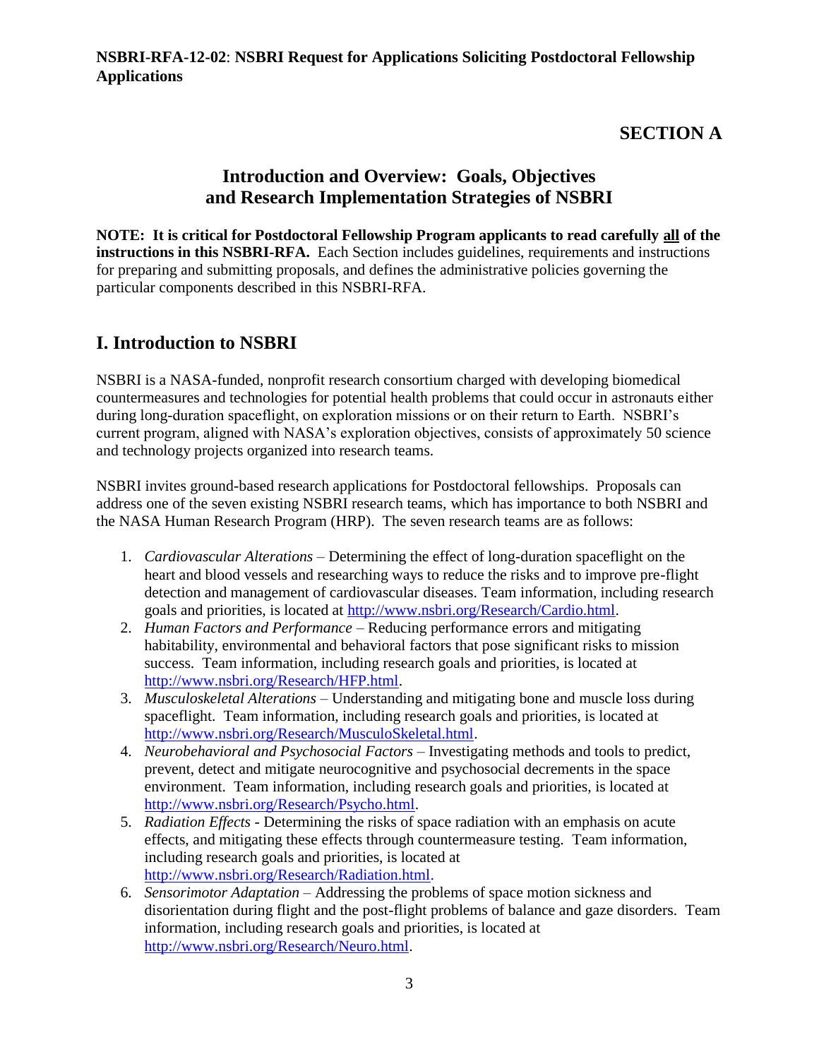**NSBRI-RFA-12-02**: **NSBRI Request for Applications Soliciting Postdoctoral Fellowship Applications**

# SECTION A

## Introduction and Overview: Goals, Objectives and Research Implementation Strategies of NSBRI

**NOTE: It is critical for Postdoctoral Fellowship Program applicants to read carefully all of the instructions in this NSBRI-RFA.** Each Section includes guidelines, requirements and instructions for preparing and submitting proposals, and defines the administrative policies governing the particular components described in this NSBRI-RFA.

## I. Introduction to NSBRI

NSBRI is a NASA-funded, nonprofit research consortium charged with developing biomedical countermeasures and technologies for potential health problems that could occur in astronauts either during long-duration spaceflight, on exploration missions or on their return to Earth. NSBRI's current program, aligned with NASA's exploration objectives, consists of approximately 50 science and technology projects organized into research teams.

NSBRI invites ground-based research applications for Postdoctoral fellowships. Proposals can address one of the seven existing NSBRI research teams, which has importance to both NSBRI and the NASA Human Research Program (HRP). The seven research teams are as follows:

1. *Cardiovascular Alterations* – Determining the effect of long-duration spaceflight on the heart and blood vessels and researching ways to reduce the risks and to improve pre-flight detection and management of cardiovascular diseases. Team information, including research goals and priorities, is located at http://www.nsbri.org/Research/Cardio.html.
2. *Human Factors and Performance* – Reducing performance errors and mitigating habitability, environmental and behavioral factors that pose significant risks to mission success. Team information, including research goals and priorities, is located at http://www.nsbri.org/Research/HFP.html.
3. *Musculoskeletal Alterations* – Understanding and mitigating bone and muscle loss during spaceflight. Team information, including research goals and priorities, is located at http://www.nsbri.org/Research/MusculoSkeletal.html.
4. *Neurobehavioral and Psychosocial Factors* – Investigating methods and tools to predict, prevent, detect and mitigate neurocognitive and psychosocial decrements in the space environment. Team information, including research goals and priorities, is located at http://www.nsbri.org/Research/Psycho.html.
5. *Radiation Effects* - Determining the risks of space radiation with an emphasis on acute effects, and mitigating these effects through countermeasure testing. Team information, including research goals and priorities, is located at http://www.nsbri.org/Research/Radiation.html.
6. *Sensorimotor Adaptation* – Addressing the problems of space motion sickness and disorientation during flight and the post-flight problems of balance and gaze disorders. Team information, including research goals and priorities, is located at http://www.nsbri.org/Research/Neuro.html.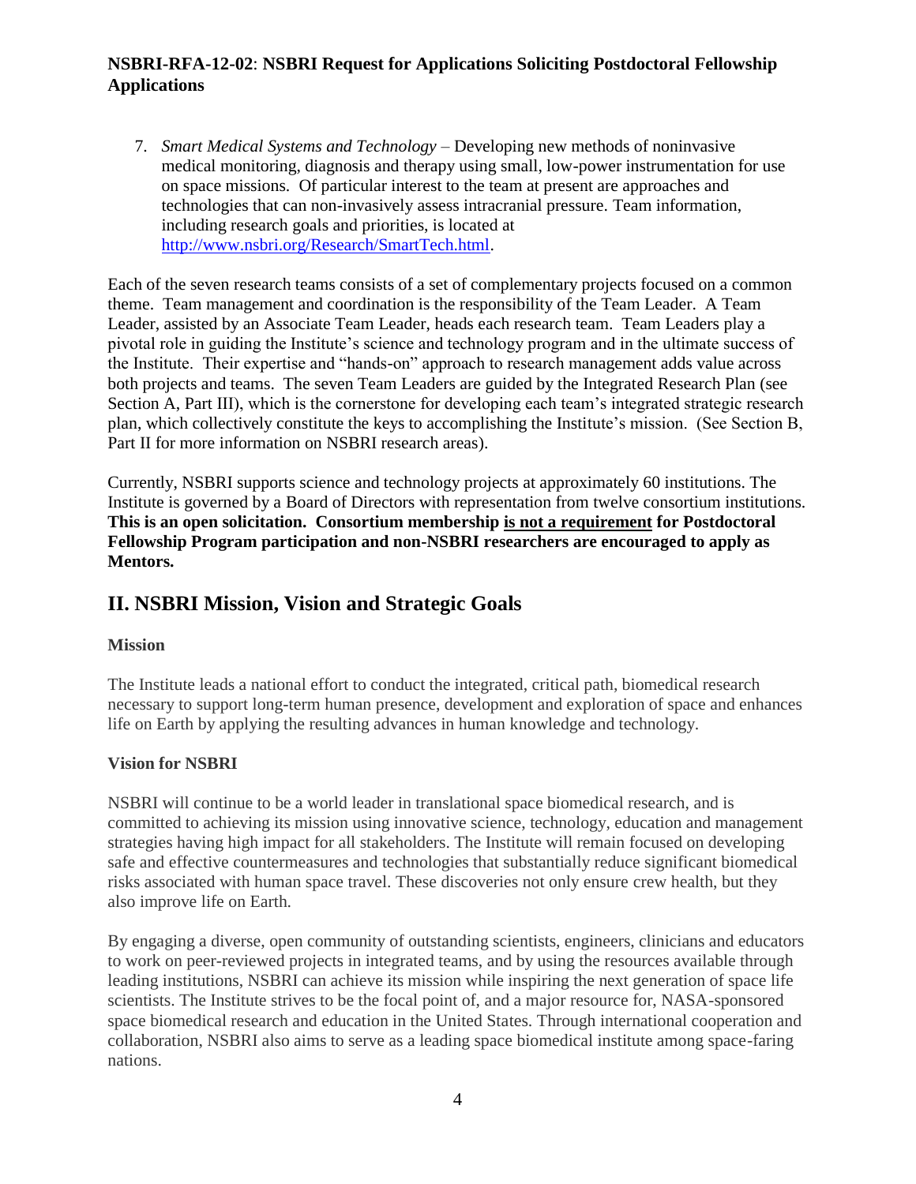7. *Smart Medical Systems and Technology* – Developing new methods of noninvasive medical monitoring, diagnosis and therapy using small, low-power instrumentation for use on space missions. Of particular interest to the team at present are approaches and technologies that can non-invasively assess intracranial pressure. Team information, including research goals and priorities, is located at http://www.nsbri.org/Research/SmartTech.html.

Each of the seven research teams consists of a set of complementary projects focused on a common theme. Team management and coordination is the responsibility of the Team Leader. A Team Leader, assisted by an Associate Team Leader, heads each research team. Team Leaders play a pivotal role in guiding the Institute's science and technology program and in the ultimate success of the Institute. Their expertise and "hands-on" approach to research management adds value across both projects and teams. The seven Team Leaders are guided by the Integrated Research Plan (see Section A, Part III), which is the cornerstone for developing each team's integrated strategic research plan, which collectively constitute the keys to accomplishing the Institute's mission. (See Section B, Part II for more information on NSBRI research areas).

Currently, NSBRI supports science and technology projects at approximately 60 institutions. The Institute is governed by a Board of Directors with representation from twelve consortium institutions. **This is an open solicitation. Consortium membership <u>is not a requirement</u> for Postdoctoral Fellowship Program participation and non-NSBRI researchers are encouraged to apply as Mentors.**

## II. NSBRI Mission, Vision and Strategic Goals

**Mission**

The Institute leads a national effort to conduct the integrated, critical path, biomedical research necessary to support long-term human presence, development and exploration of space and enhances life on Earth by applying the resulting advances in human knowledge and technology.

**Vision for NSBRI**

NSBRI will continue to be a world leader in translational space biomedical research, and is committed to achieving its mission using innovative science, technology, education and management strategies having high impact for all stakeholders. The Institute will remain focused on developing safe and effective countermeasures and technologies that substantially reduce significant biomedical risks associated with human space travel. These discoveries not only ensure crew health, but they also improve life on Earth.

By engaging a diverse, open community of outstanding scientists, engineers, clinicians and educators to work on peer-reviewed projects in integrated teams, and by using the resources available through leading institutions, NSBRI can achieve its mission while inspiring the next generation of space life scientists. The Institute strives to be the focal point of, and a major resource for, NASA-sponsored space biomedical research and education in the United States. Through international cooperation and collaboration, NSBRI also aims to serve as a leading space biomedical institute among space-faring nations.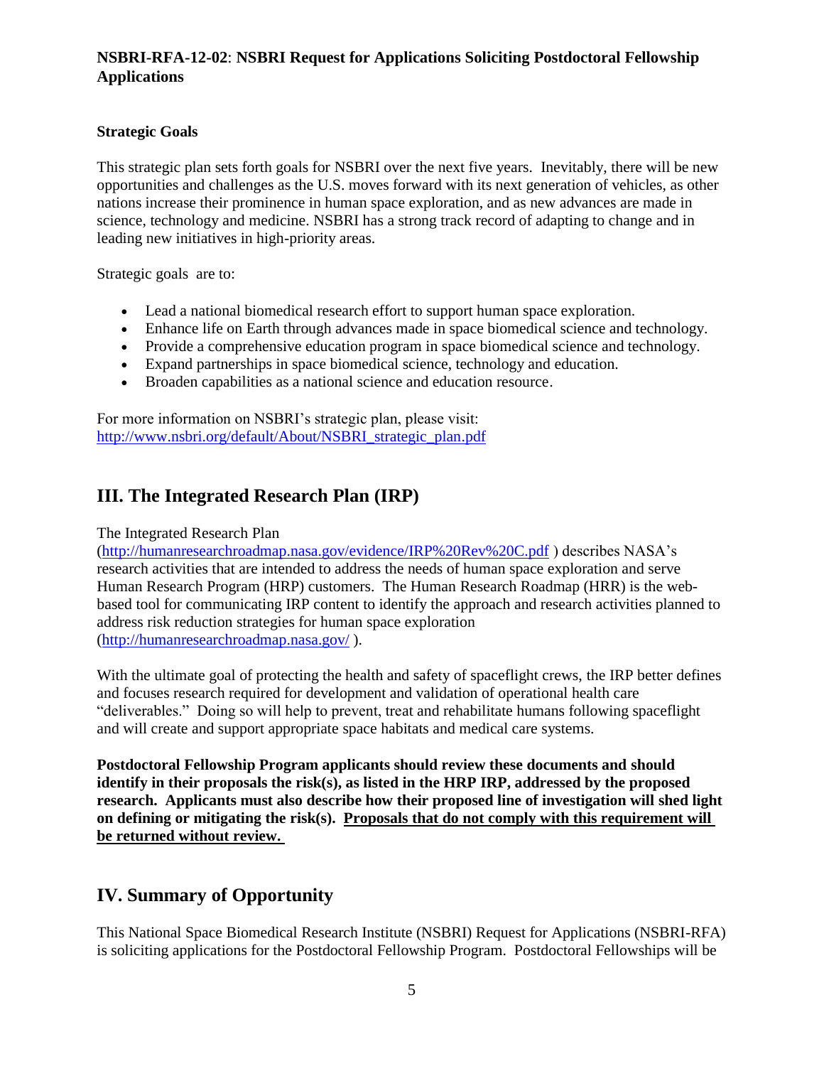### Strategic Goals

This strategic plan sets forth goals for NSBRI over the next five years. Inevitably, there will be new opportunities and challenges as the U.S. moves forward with its next generation of vehicles, as other nations increase their prominence in human space exploration, and as new advances are made in science, technology and medicine. NSBRI has a strong track record of adapting to change and in leading new initiatives in high-priority areas.

Strategic goals are to:

- Lead a national biomedical research effort to support human space exploration.
- Enhance life on Earth through advances made in space biomedical science and technology.
- Provide a comprehensive education program in space biomedical science and technology.
- Expand partnerships in space biomedical science, technology and education.
- Broaden capabilities as a national science and education resource.

For more information on NSBRI's strategic plan, please visit: http://www.nsbri.org/default/About/NSBRI_strategic_plan.pdf

## III. The Integrated Research Plan (IRP)

The Integrated Research Plan (http://humanresearchroadmap.nasa.gov/evidence/IRP%20Rev%20C.pdf ) describes NASA's research activities that are intended to address the needs of human space exploration and serve Human Research Program (HRP) customers. The Human Research Roadmap (HRR) is the web-based tool for communicating IRP content to identify the approach and research activities planned to address risk reduction strategies for human space exploration (http://humanresearchroadmap.nasa.gov/ ).

With the ultimate goal of protecting the health and safety of spaceflight crews, the IRP better defines and focuses research required for development and validation of operational health care "deliverables." Doing so will help to prevent, treat and rehabilitate humans following spaceflight and will create and support appropriate space habitats and medical care systems.

**Postdoctoral Fellowship Program applicants should review these documents and should identify in their proposals the risk(s), as listed in the HRP IRP, addressed by the proposed research. Applicants must also describe how their proposed line of investigation will shed light on defining or mitigating the risk(s). <u>Proposals that do not comply with this requirement will be returned without review.</u>**

## IV. Summary of Opportunity

This National Space Biomedical Research Institute (NSBRI) Request for Applications (NSBRI-RFA) is soliciting applications for the Postdoctoral Fellowship Program. Postdoctoral Fellowships will be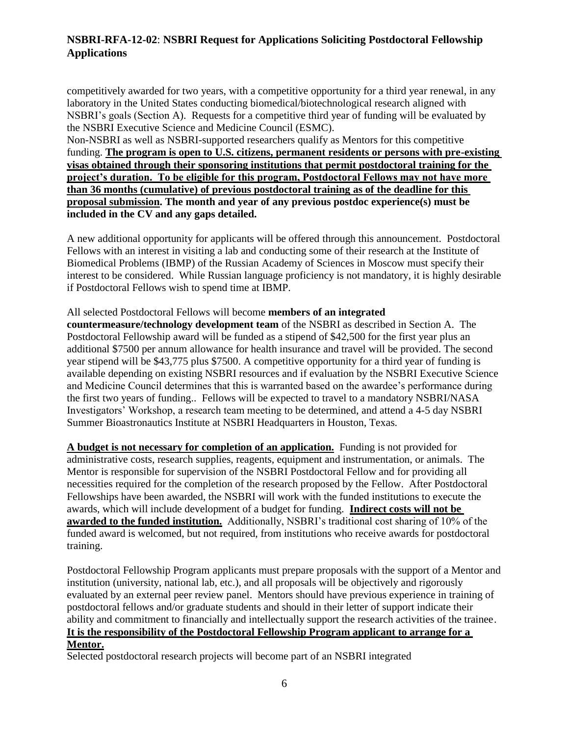competitively awarded for two years, with a competitive opportunity for a third year renewal, in any laboratory in the United States conducting biomedical/biotechnological research aligned with NSBRI's goals (Section A). Requests for a competitive third year of funding will be evaluated by the NSBRI Executive Science and Medicine Council (ESMC).

Non-NSBRI as well as NSBRI-supported researchers qualify as Mentors for this competitive funding. **The program is open to U.S. citizens, permanent residents or persons with pre-existing visas obtained through their sponsoring institutions that permit postdoctoral training for the project's duration. To be eligible for this program, Postdoctoral Fellows may not have more than 36 months (cumulative) of previous postdoctoral training as of the deadline for this proposal submission. The month and year of any previous postdoc experience(s) must be included in the CV and any gaps detailed.**

A new additional opportunity for applicants will be offered through this announcement. Postdoctoral Fellows with an interest in visiting a lab and conducting some of their research at the Institute of Biomedical Problems (IBMP) of the Russian Academy of Sciences in Moscow must specify their interest to be considered. While Russian language proficiency is not mandatory, it is highly desirable if Postdoctoral Fellows wish to spend time at IBMP.

All selected Postdoctoral Fellows will become **members of an integrated countermeasure/technology development team** of the NSBRI as described in Section A. The Postdoctoral Fellowship award will be funded as a stipend of $42,500 for the first year plus an additional $7500 per annum allowance for health insurance and travel will be provided. The second year stipend will be $43,775 plus $7500. A competitive opportunity for a third year of funding is available depending on existing NSBRI resources and if evaluation by the NSBRI Executive Science and Medicine Council determines that this is warranted based on the awardee's performance during the first two years of funding.. Fellows will be expected to travel to a mandatory NSBRI/NASA Investigators' Workshop, a research team meeting to be determined, and attend a 4-5 day NSBRI Summer Bioastronautics Institute at NSBRI Headquarters in Houston, Texas.

**A budget is not necessary for completion of an application.** Funding is not provided for administrative costs, research supplies, reagents, equipment and instrumentation, or animals. The Mentor is responsible for supervision of the NSBRI Postdoctoral Fellow and for providing all necessities required for the completion of the research proposed by the Fellow. After Postdoctoral Fellowships have been awarded, the NSBRI will work with the funded institutions to execute the awards, which will include development of a budget for funding. **Indirect costs will not be awarded to the funded institution.** Additionally, NSBRI's traditional cost sharing of 10% of the funded award is welcomed, but not required, from institutions who receive awards for postdoctoral training.

Postdoctoral Fellowship Program applicants must prepare proposals with the support of a Mentor and institution (university, national lab, etc.), and all proposals will be objectively and rigorously evaluated by an external peer review panel. Mentors should have previous experience in training of postdoctoral fellows and/or graduate students and should in their letter of support indicate their ability and commitment to financially and intellectually support the research activities of the trainee. **It is the responsibility of the Postdoctoral Fellowship Program applicant to arrange for a Mentor.**

Selected postdoctoral research projects will become part of an NSBRI integrated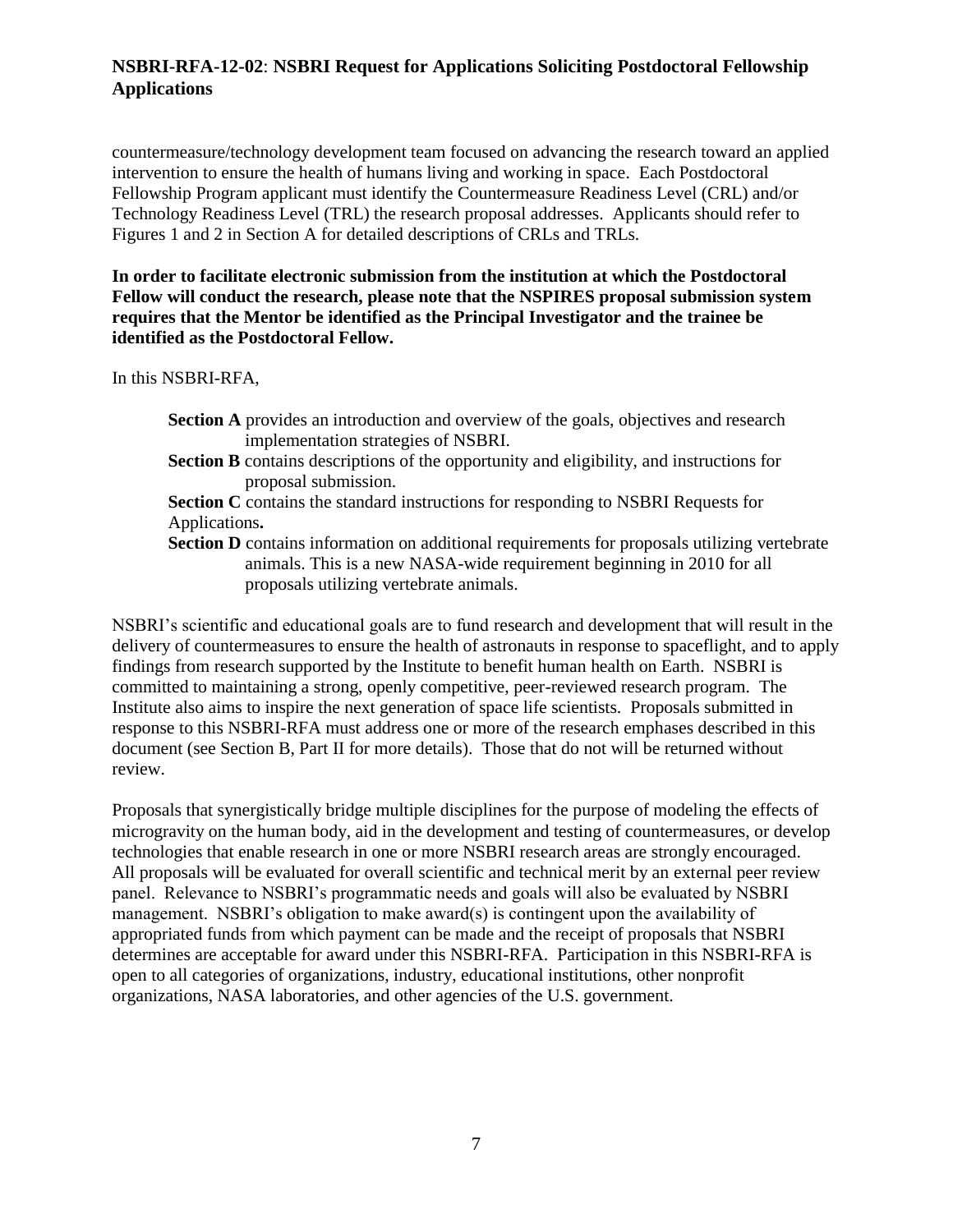countermeasure/technology development team focused on advancing the research toward an applied intervention to ensure the health of humans living and working in space. Each Postdoctoral Fellowship Program applicant must identify the Countermeasure Readiness Level (CRL) and/or Technology Readiness Level (TRL) the research proposal addresses. Applicants should refer to Figures 1 and 2 in Section A for detailed descriptions of CRLs and TRLs.

**In order to facilitate electronic submission from the institution at which the Postdoctoral Fellow will conduct the research, please note that the NSPIRES proposal submission system requires that the Mentor be identified as the Principal Investigator and the trainee be identified as the Postdoctoral Fellow.**

In this NSBRI-RFA,

- **Section A** provides an introduction and overview of the goals, objectives and research implementation strategies of NSBRI.
- **Section B** contains descriptions of the opportunity and eligibility, and instructions for proposal submission.
- **Section C** contains the standard instructions for responding to NSBRI Requests for Applications**.**
- **Section D** contains information on additional requirements for proposals utilizing vertebrate animals. This is a new NASA-wide requirement beginning in 2010 for all proposals utilizing vertebrate animals.

NSBRI's scientific and educational goals are to fund research and development that will result in the delivery of countermeasures to ensure the health of astronauts in response to spaceflight, and to apply findings from research supported by the Institute to benefit human health on Earth. NSBRI is committed to maintaining a strong, openly competitive, peer-reviewed research program. The Institute also aims to inspire the next generation of space life scientists. Proposals submitted in response to this NSBRI-RFA must address one or more of the research emphases described in this document (see Section B, Part II for more details). Those that do not will be returned without review.

Proposals that synergistically bridge multiple disciplines for the purpose of modeling the effects of microgravity on the human body, aid in the development and testing of countermeasures, or develop technologies that enable research in one or more NSBRI research areas are strongly encouraged. All proposals will be evaluated for overall scientific and technical merit by an external peer review panel. Relevance to NSBRI's programmatic needs and goals will also be evaluated by NSBRI management. NSBRI's obligation to make award(s) is contingent upon the availability of appropriated funds from which payment can be made and the receipt of proposals that NSBRI determines are acceptable for award under this NSBRI-RFA. Participation in this NSBRI-RFA is open to all categories of organizations, industry, educational institutions, other nonprofit organizations, NASA laboratories, and other agencies of the U.S. government.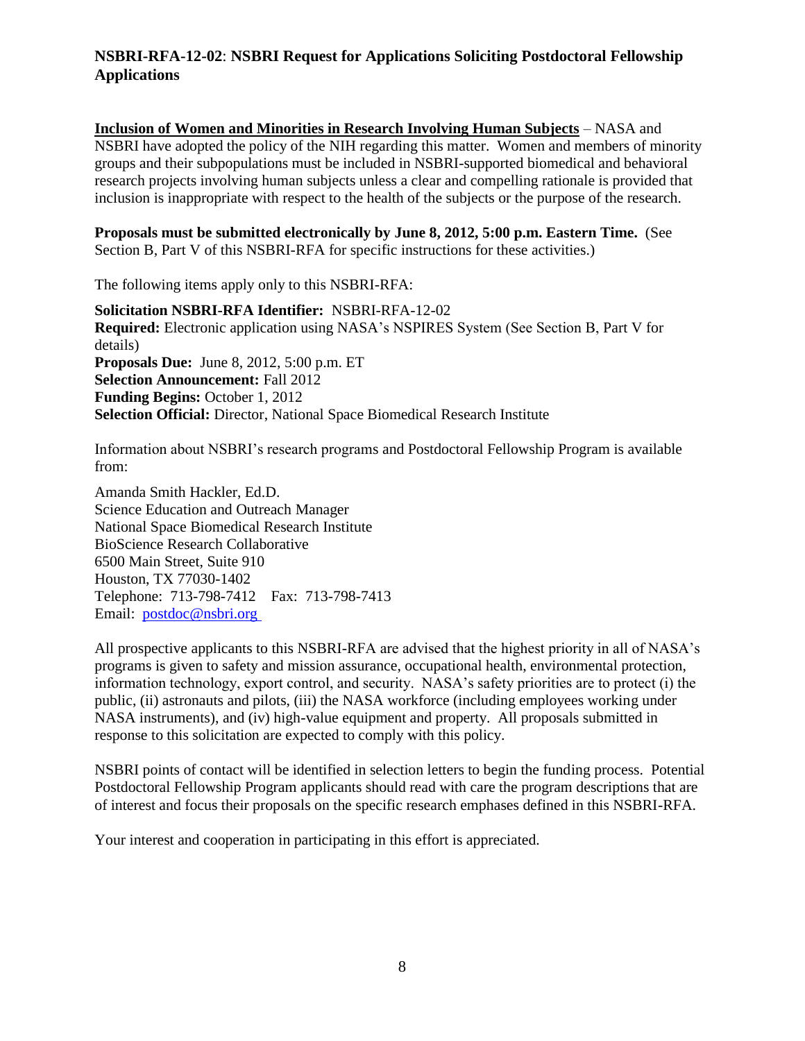**NSBRI-RFA-12-02**: **NSBRI Request for Applications Soliciting Postdoctoral Fellowship Applications**

**Inclusion of Women and Minorities in Research Involving Human Subjects** – NASA and NSBRI have adopted the policy of the NIH regarding this matter. Women and members of minority groups and their subpopulations must be included in NSBRI-supported biomedical and behavioral research projects involving human subjects unless a clear and compelling rationale is provided that inclusion is inappropriate with respect to the health of the subjects or the purpose of the research.

**Proposals must be submitted electronically by June 8, 2012, 5:00 p.m. Eastern Time.** (See Section B, Part V of this NSBRI-RFA for specific instructions for these activities.)

The following items apply only to this NSBRI-RFA:

**Solicitation NSBRI-RFA Identifier:** NSBRI-RFA-12-02
**Required:** Electronic application using NASA's NSPIRES System (See Section B, Part V for details)
**Proposals Due:** June 8, 2012, 5:00 p.m. ET
**Selection Announcement:** Fall 2012
**Funding Begins:** October 1, 2012
**Selection Official:** Director, National Space Biomedical Research Institute

Information about NSBRI's research programs and Postdoctoral Fellowship Program is available from:

Amanda Smith Hackler, Ed.D.
Science Education and Outreach Manager
National Space Biomedical Research Institute
BioScience Research Collaborative
6500 Main Street, Suite 910
Houston, TX 77030-1402
Telephone: 713-798-7412 Fax: 713-798-7413
Email: postdoc@nsbri.org

All prospective applicants to this NSBRI-RFA are advised that the highest priority in all of NASA's programs is given to safety and mission assurance, occupational health, environmental protection, information technology, export control, and security. NASA's safety priorities are to protect (i) the public, (ii) astronauts and pilots, (iii) the NASA workforce (including employees working under NASA instruments), and (iv) high-value equipment and property. All proposals submitted in response to this solicitation are expected to comply with this policy.

NSBRI points of contact will be identified in selection letters to begin the funding process. Potential Postdoctoral Fellowship Program applicants should read with care the program descriptions that are of interest and focus their proposals on the specific research emphases defined in this NSBRI-RFA.

Your interest and cooperation in participating in this effort is appreciated.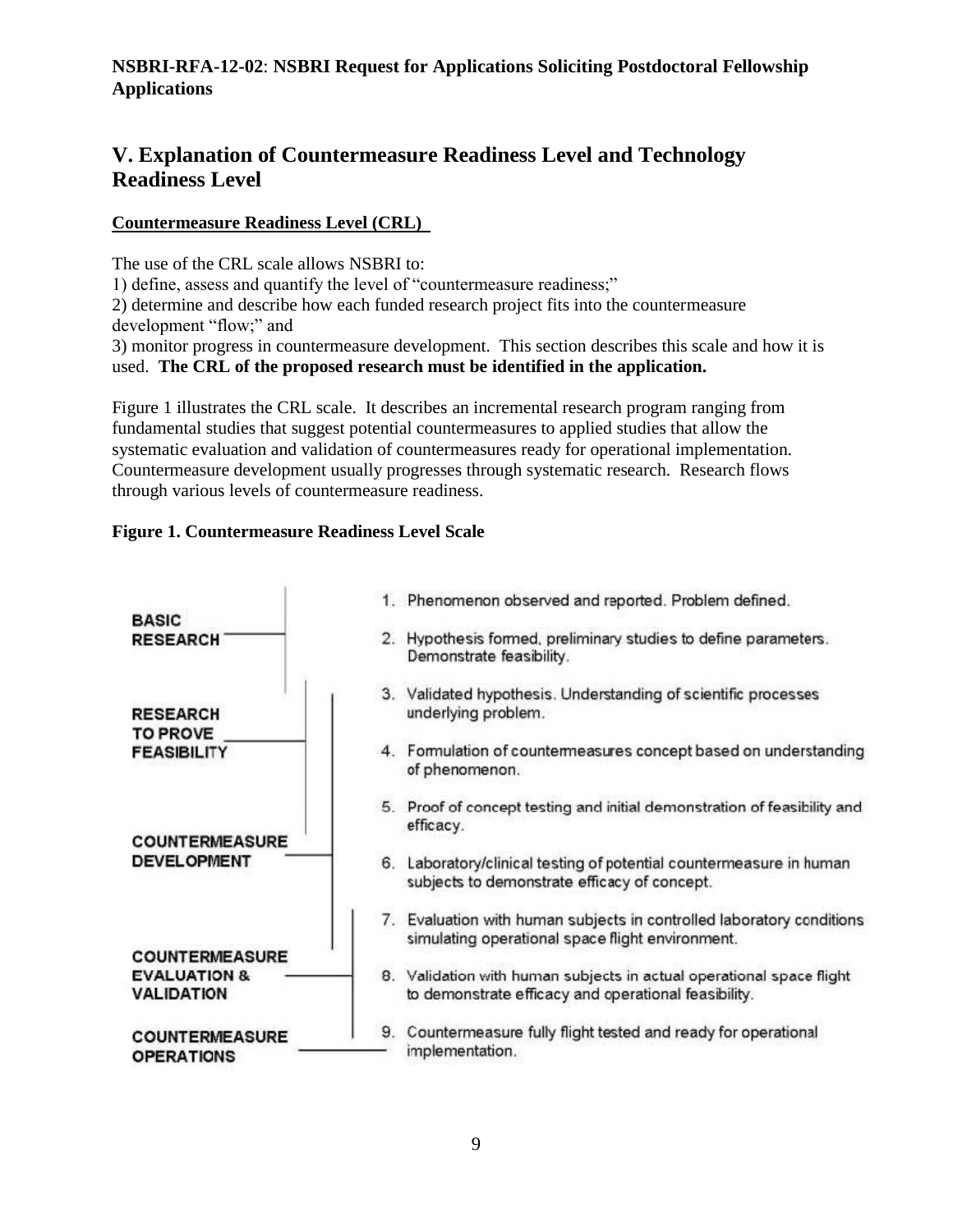## V. Explanation of Countermeasure Readiness Level and Technology Readiness Level

### Countermeasure Readiness Level (CRL)

The use of the CRL scale allows NSBRI to:

1) define, assess and quantify the level of "countermeasure readiness;"

2) determine and describe how each funded research project fits into the countermeasure development "flow;" and

3) monitor progress in countermeasure development. This section describes this scale and how it is used. **The CRL of the proposed research must be identified in the application.**

Figure 1 illustrates the CRL scale. It describes an incremental research program ranging from fundamental studies that suggest potential countermeasures to applied studies that allow the systematic evaluation and validation of countermeasures ready for operational implementation. Countermeasure development usually progresses through systematic research. Research flows through various levels of countermeasure readiness.

**Figure 1. Countermeasure Readiness Level Scale**

| Category | Level |
|---|---|
| BASIC RESEARCH | 1. Phenomenon observed and reported. Problem defined. |
| | 2. Hypothesis formed, preliminary studies to define parameters. Demonstrate feasibility. |
| RESEARCH TO PROVE FEASIBILITY | 3. Validated hypothesis. Understanding of scientific processes underlying problem. |
| | 4. Formulation of countermeasures concept based on understanding of phenomenon. |
| | 5. Proof of concept testing and initial demonstration of feasibility and efficacy. |
| COUNTERMEASURE DEVELOPMENT | 6. Laboratory/clinical testing of potential countermeasure in human subjects to demonstrate efficacy of concept. |
| | 7. Evaluation with human subjects in controlled laboratory conditions simulating operational space flight environment. |
| COUNTERMEASURE EVALUATION & VALIDATION | 8. Validation with human subjects in actual operational space flight to demonstrate efficacy and operational feasibility. |
| COUNTERMEASURE OPERATIONS | 9. Countermeasure fully flight tested and ready for operational implementation. |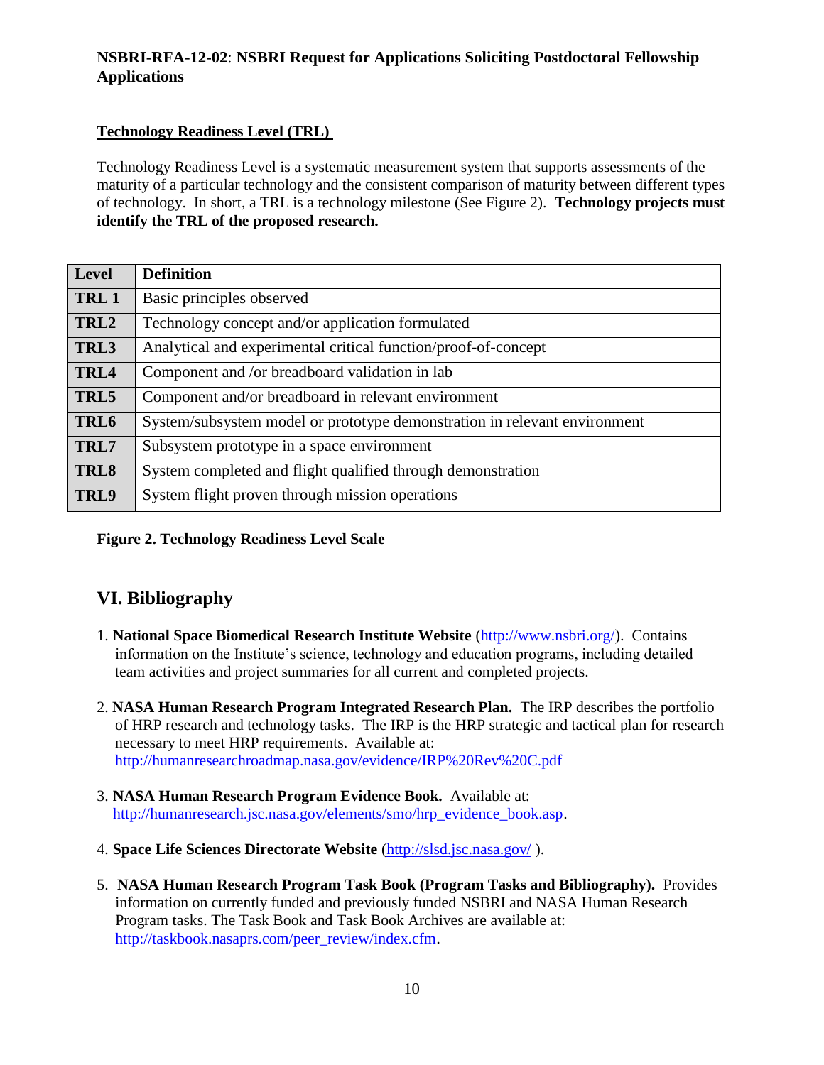## Technology Readiness Level (TRL)

Technology Readiness Level is a systematic measurement system that supports assessments of the maturity of a particular technology and the consistent comparison of maturity between different types of technology. In short, a TRL is a technology milestone (See Figure 2). **Technology projects must identify the TRL of the proposed research.**

| Level | Definition |
|---|---|
| **TRL 1** | Basic principles observed |
| **TRL2** | Technology concept and/or application formulated |
| **TRL3** | Analytical and experimental critical function/proof-of-concept |
| **TRL4** | Component and /or breadboard validation in lab |
| **TRL5** | Component and/or breadboard in relevant environment |
| **TRL6** | System/subsystem model or prototype demonstration in relevant environment |
| **TRL7** | Subsystem prototype in a space environment |
| **TRL8** | System completed and flight qualified through demonstration |
| **TRL9** | System flight proven through mission operations |

**Figure 2. Technology Readiness Level Scale**

# VI. Bibliography

1. **National Space Biomedical Research Institute Website** (http://www.nsbri.org/). Contains information on the Institute's science, technology and education programs, including detailed team activities and project summaries for all current and completed projects.

2. **NASA Human Research Program Integrated Research Plan.** The IRP describes the portfolio of HRP research and technology tasks. The IRP is the HRP strategic and tactical plan for research necessary to meet HRP requirements. Available at: http://humanresearchroadmap.nasa.gov/evidence/IRP%20Rev%20C.pdf

3. **NASA Human Research Program Evidence Book.** Available at: http://humanresearch.jsc.nasa.gov/elements/smo/hrp_evidence_book.asp.

4. **Space Life Sciences Directorate Website** (http://slsd.jsc.nasa.gov/ ).

5. **NASA Human Research Program Task Book (Program Tasks and Bibliography).** Provides information on currently funded and previously funded NSBRI and NASA Human Research Program tasks. The Task Book and Task Book Archives are available at: http://taskbook.nasaprs.com/peer_review/index.cfm.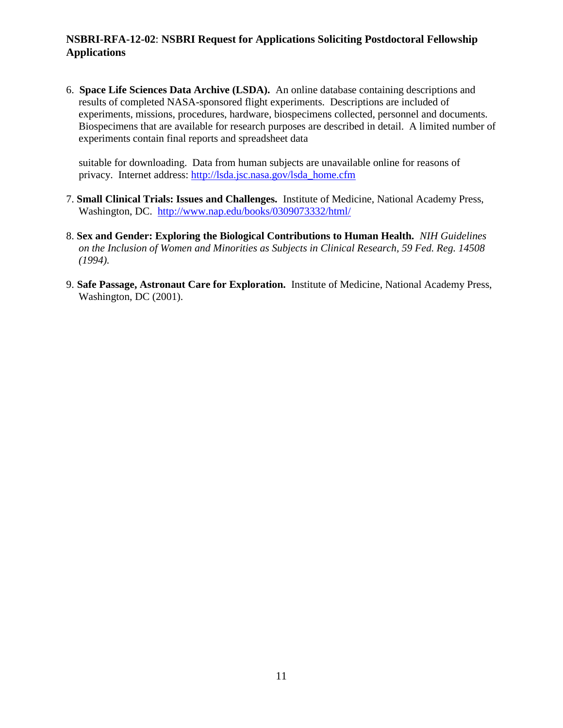6. **Space Life Sciences Data Archive (LSDA).** An online database containing descriptions and results of completed NASA-sponsored flight experiments. Descriptions are included of experiments, missions, procedures, hardware, biospecimens collected, personnel and documents. Biospecimens that are available for research purposes are described in detail. A limited number of experiments contain final reports and spreadsheet data suitable for downloading. Data from human subjects are unavailable online for reasons of privacy. Internet address: http://lsda.jsc.nasa.gov/lsda_home.cfm

7. **Small Clinical Trials: Issues and Challenges.** Institute of Medicine, National Academy Press, Washington, DC. http://www.nap.edu/books/0309073332/html/

8. **Sex and Gender: Exploring the Biological Contributions to Human Health.** *NIH Guidelines on the Inclusion of Women and Minorities as Subjects in Clinical Research, 59 Fed. Reg. 14508 (1994).*

9. **Safe Passage, Astronaut Care for Exploration.** Institute of Medicine, National Academy Press, Washington, DC (2001).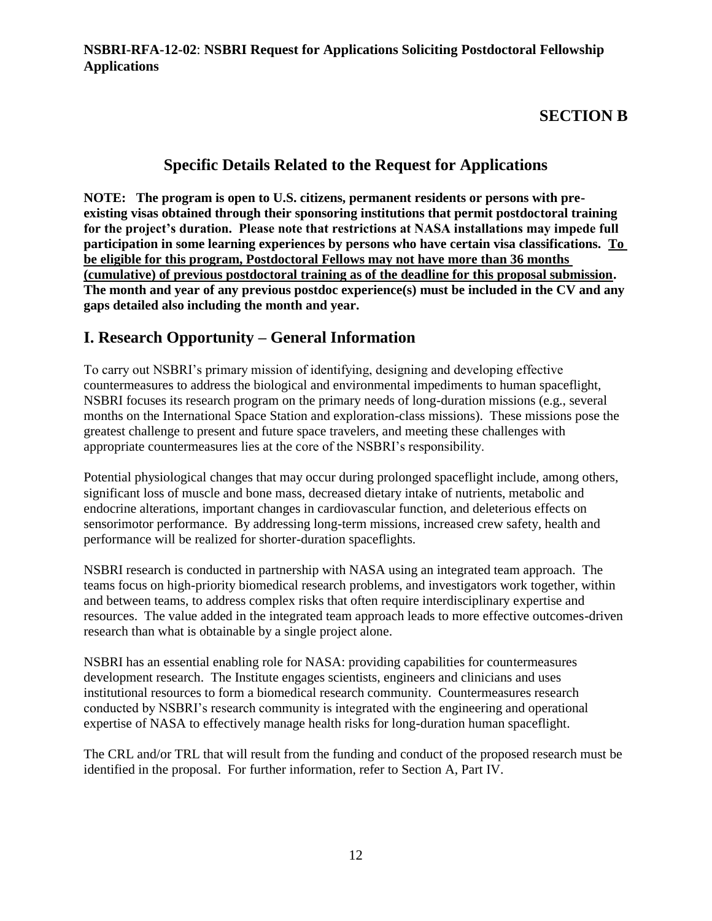**NSBRI-RFA-12-02**: **NSBRI Request for Applications Soliciting Postdoctoral Fellowship Applications**

# SECTION B

## Specific Details Related to the Request for Applications

**NOTE: The program is open to U.S. citizens, permanent residents or persons with pre-existing visas obtained through their sponsoring institutions that permit postdoctoral training for the project's duration. Please note that restrictions at NASA installations may impede full participation in some learning experiences by persons who have certain visa classifications. <u>To be eligible for this program, Postdoctoral Fellows may not have more than 36 months (cumulative) of previous postdoctoral training as of the deadline for this proposal submission</u>. The month and year of any previous postdoc experience(s) must be included in the CV and any gaps detailed also including the month and year.**

## I. Research Opportunity – General Information

To carry out NSBRI's primary mission of identifying, designing and developing effective countermeasures to address the biological and environmental impediments to human spaceflight, NSBRI focuses its research program on the primary needs of long-duration missions (e.g., several months on the International Space Station and exploration-class missions). These missions pose the greatest challenge to present and future space travelers, and meeting these challenges with appropriate countermeasures lies at the core of the NSBRI's responsibility.

Potential physiological changes that may occur during prolonged spaceflight include, among others, significant loss of muscle and bone mass, decreased dietary intake of nutrients, metabolic and endocrine alterations, important changes in cardiovascular function, and deleterious effects on sensorimotor performance. By addressing long-term missions, increased crew safety, health and performance will be realized for shorter-duration spaceflights.

NSBRI research is conducted in partnership with NASA using an integrated team approach. The teams focus on high-priority biomedical research problems, and investigators work together, within and between teams, to address complex risks that often require interdisciplinary expertise and resources. The value added in the integrated team approach leads to more effective outcomes-driven research than what is obtainable by a single project alone.

NSBRI has an essential enabling role for NASA: providing capabilities for countermeasures development research. The Institute engages scientists, engineers and clinicians and uses institutional resources to form a biomedical research community. Countermeasures research conducted by NSBRI's research community is integrated with the engineering and operational expertise of NASA to effectively manage health risks for long-duration human spaceflight.

The CRL and/or TRL that will result from the funding and conduct of the proposed research must be identified in the proposal. For further information, refer to Section A, Part IV.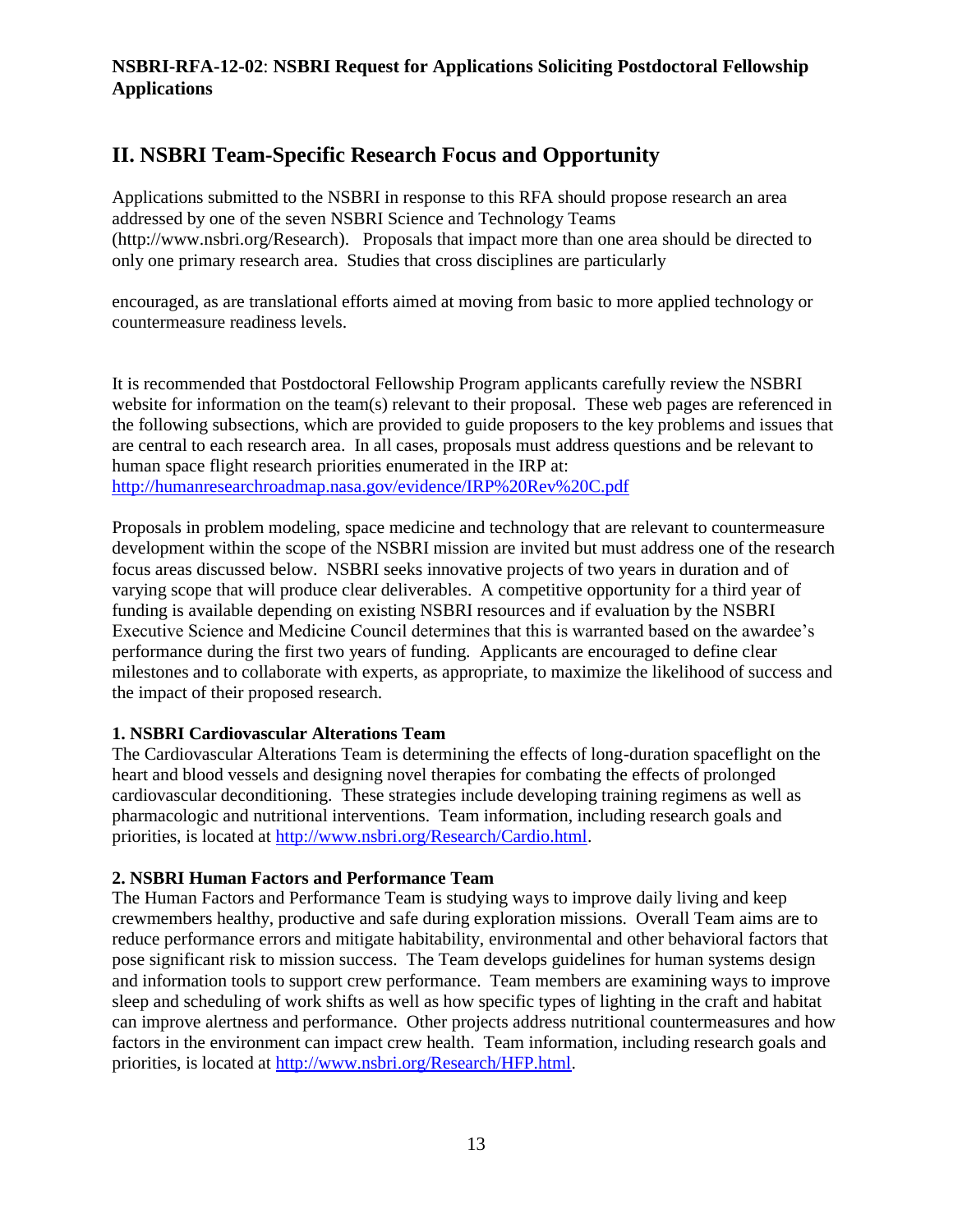## II. NSBRI Team-Specific Research Focus and Opportunity

Applications submitted to the NSBRI in response to this RFA should propose research an area addressed by one of the seven NSBRI Science and Technology Teams (http://www.nsbri.org/Research). Proposals that impact more than one area should be directed to only one primary research area. Studies that cross disciplines are particularly encouraged, as are translational efforts aimed at moving from basic to more applied technology or countermeasure readiness levels.

It is recommended that Postdoctoral Fellowship Program applicants carefully review the NSBRI website for information on the team(s) relevant to their proposal. These web pages are referenced in the following subsections, which are provided to guide proposers to the key problems and issues that are central to each research area. In all cases, proposals must address questions and be relevant to human space flight research priorities enumerated in the IRP at: http://humanresearchroadmap.nasa.gov/evidence/IRP%20Rev%20C.pdf

Proposals in problem modeling, space medicine and technology that are relevant to countermeasure development within the scope of the NSBRI mission are invited but must address one of the research focus areas discussed below. NSBRI seeks innovative projects of two years in duration and of varying scope that will produce clear deliverables. A competitive opportunity for a third year of funding is available depending on existing NSBRI resources and if evaluation by the NSBRI Executive Science and Medicine Council determines that this is warranted based on the awardee's performance during the first two years of funding. Applicants are encouraged to define clear milestones and to collaborate with experts, as appropriate, to maximize the likelihood of success and the impact of their proposed research.

**1. NSBRI Cardiovascular Alterations Team**

The Cardiovascular Alterations Team is determining the effects of long-duration spaceflight on the heart and blood vessels and designing novel therapies for combating the effects of prolonged cardiovascular deconditioning. These strategies include developing training regimens as well as pharmacologic and nutritional interventions. Team information, including research goals and priorities, is located at http://www.nsbri.org/Research/Cardio.html.

**2. NSBRI Human Factors and Performance Team**

The Human Factors and Performance Team is studying ways to improve daily living and keep crewmembers healthy, productive and safe during exploration missions. Overall Team aims are to reduce performance errors and mitigate habitability, environmental and other behavioral factors that pose significant risk to mission success. The Team develops guidelines for human systems design and information tools to support crew performance. Team members are examining ways to improve sleep and scheduling of work shifts as well as how specific types of lighting in the craft and habitat can improve alertness and performance. Other projects address nutritional countermeasures and how factors in the environment can impact crew health. Team information, including research goals and priorities, is located at http://www.nsbri.org/Research/HFP.html.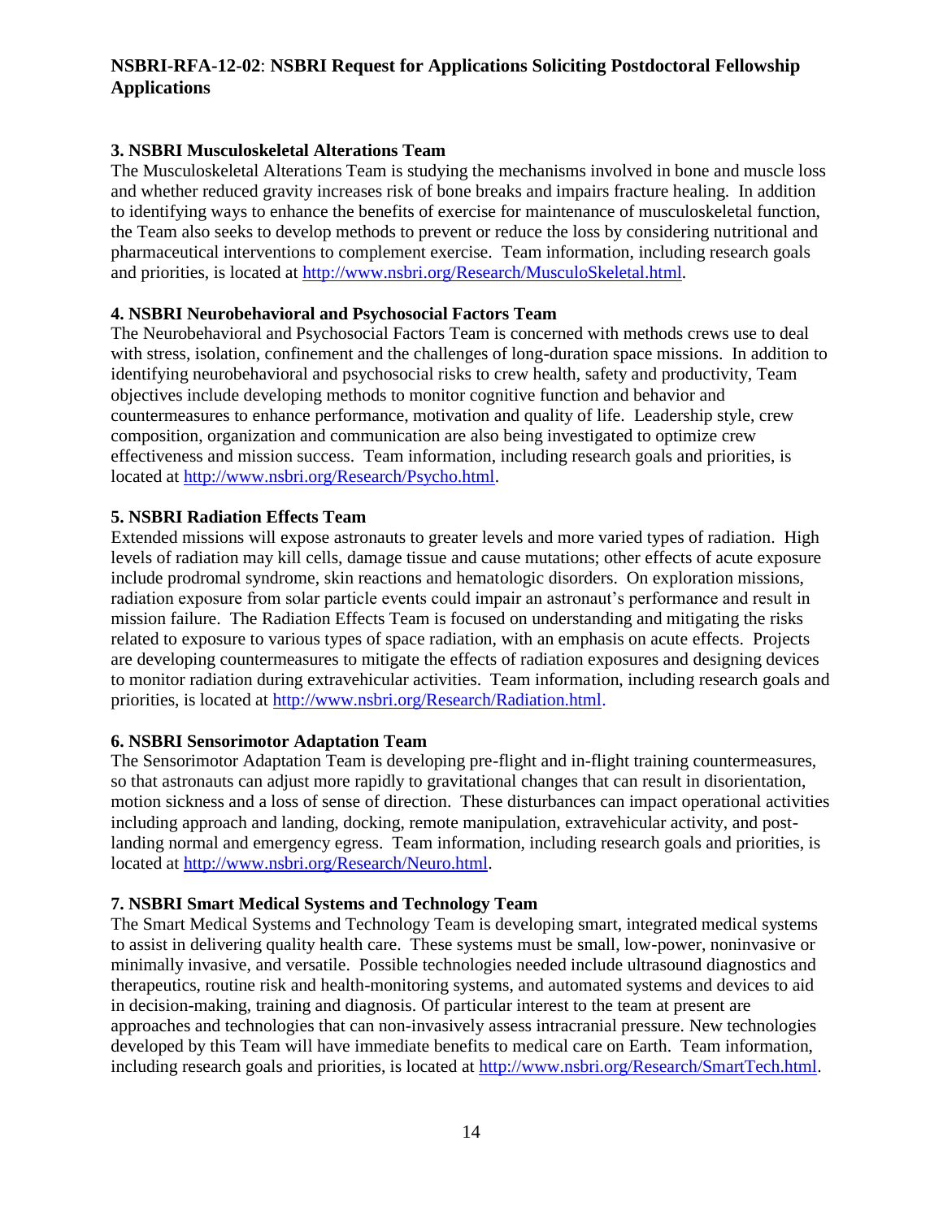### 3. NSBRI Musculoskeletal Alterations Team

The Musculoskeletal Alterations Team is studying the mechanisms involved in bone and muscle loss and whether reduced gravity increases risk of bone breaks and impairs fracture healing. In addition to identifying ways to enhance the benefits of exercise for maintenance of musculoskeletal function, the Team also seeks to develop methods to prevent or reduce the loss by considering nutritional and pharmaceutical interventions to complement exercise. Team information, including research goals and priorities, is located at http://www.nsbri.org/Research/MusculoSkeletal.html.

### 4. NSBRI Neurobehavioral and Psychosocial Factors Team

The Neurobehavioral and Psychosocial Factors Team is concerned with methods crews use to deal with stress, isolation, confinement and the challenges of long-duration space missions. In addition to identifying neurobehavioral and psychosocial risks to crew health, safety and productivity, Team objectives include developing methods to monitor cognitive function and behavior and countermeasures to enhance performance, motivation and quality of life. Leadership style, crew composition, organization and communication are also being investigated to optimize crew effectiveness and mission success. Team information, including research goals and priorities, is located at http://www.nsbri.org/Research/Psycho.html.

### 5. NSBRI Radiation Effects Team

Extended missions will expose astronauts to greater levels and more varied types of radiation. High levels of radiation may kill cells, damage tissue and cause mutations; other effects of acute exposure include prodromal syndrome, skin reactions and hematologic disorders. On exploration missions, radiation exposure from solar particle events could impair an astronaut's performance and result in mission failure. The Radiation Effects Team is focused on understanding and mitigating the risks related to exposure to various types of space radiation, with an emphasis on acute effects. Projects are developing countermeasures to mitigate the effects of radiation exposures and designing devices to monitor radiation during extravehicular activities. Team information, including research goals and priorities, is located at http://www.nsbri.org/Research/Radiation.html.

### 6. NSBRI Sensorimotor Adaptation Team

The Sensorimotor Adaptation Team is developing pre-flight and in-flight training countermeasures, so that astronauts can adjust more rapidly to gravitational changes that can result in disorientation, motion sickness and a loss of sense of direction. These disturbances can impact operational activities including approach and landing, docking, remote manipulation, extravehicular activity, and post-landing normal and emergency egress. Team information, including research goals and priorities, is located at http://www.nsbri.org/Research/Neuro.html.

### 7. NSBRI Smart Medical Systems and Technology Team

The Smart Medical Systems and Technology Team is developing smart, integrated medical systems to assist in delivering quality health care. These systems must be small, low-power, noninvasive or minimally invasive, and versatile. Possible technologies needed include ultrasound diagnostics and therapeutics, routine risk and health-monitoring systems, and automated systems and devices to aid in decision-making, training and diagnosis. Of particular interest to the team at present are approaches and technologies that can non-invasively assess intracranial pressure. New technologies developed by this Team will have immediate benefits to medical care on Earth. Team information, including research goals and priorities, is located at http://www.nsbri.org/Research/SmartTech.html.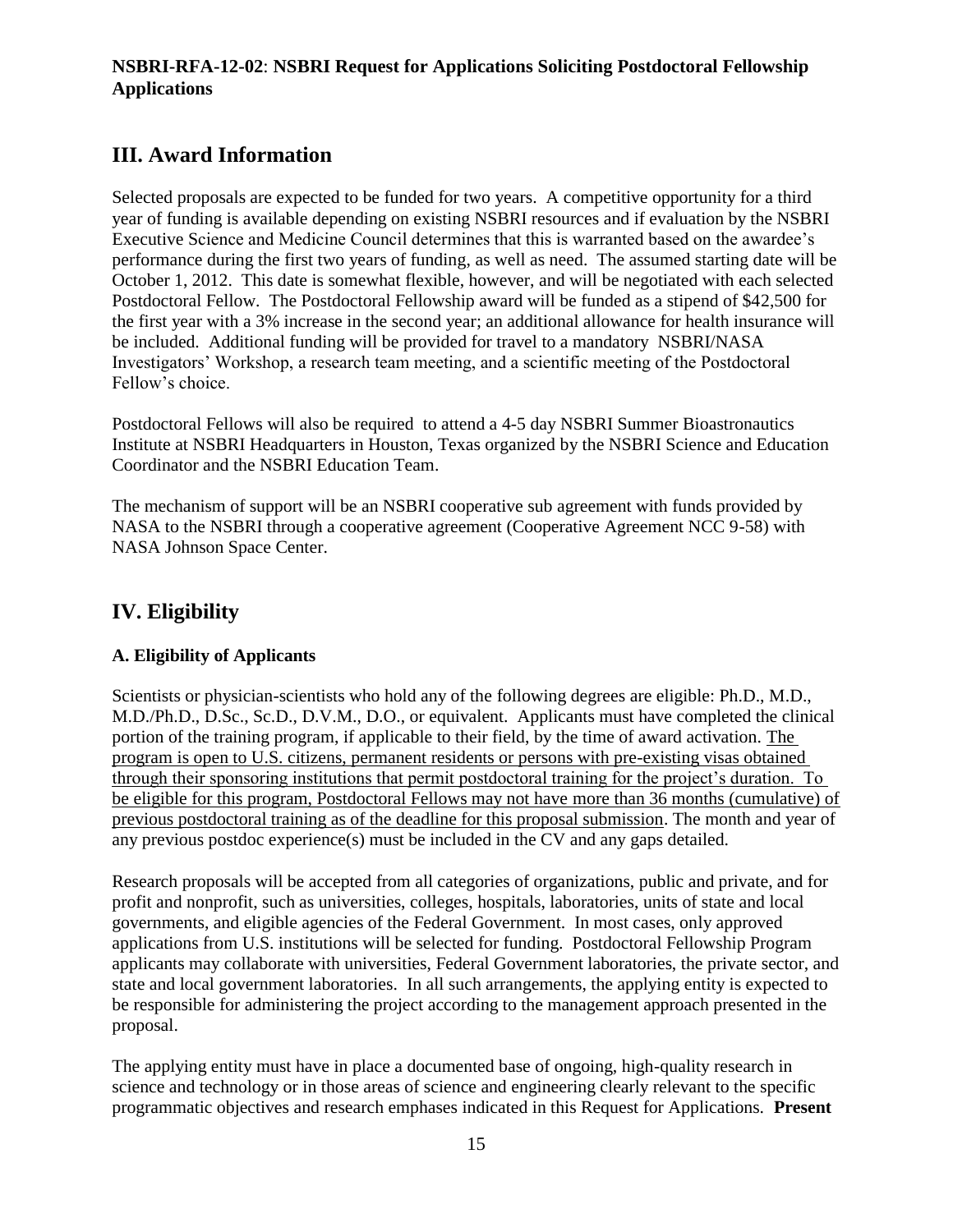## III. Award Information

Selected proposals are expected to be funded for two years. A competitive opportunity for a third year of funding is available depending on existing NSBRI resources and if evaluation by the NSBRI Executive Science and Medicine Council determines that this is warranted based on the awardee's performance during the first two years of funding, as well as need. The assumed starting date will be October 1, 2012. This date is somewhat flexible, however, and will be negotiated with each selected Postdoctoral Fellow. The Postdoctoral Fellowship award will be funded as a stipend of $42,500 for the first year with a 3% increase in the second year; an additional allowance for health insurance will be included. Additional funding will be provided for travel to a mandatory NSBRI/NASA Investigators' Workshop, a research team meeting, and a scientific meeting of the Postdoctoral Fellow's choice.

Postdoctoral Fellows will also be required to attend a 4-5 day NSBRI Summer Bioastronautics Institute at NSBRI Headquarters in Houston, Texas organized by the NSBRI Science and Education Coordinator and the NSBRI Education Team.

The mechanism of support will be an NSBRI cooperative sub agreement with funds provided by NASA to the NSBRI through a cooperative agreement (Cooperative Agreement NCC 9-58) with NASA Johnson Space Center.

## IV. Eligibility

### A. Eligibility of Applicants

Scientists or physician-scientists who hold any of the following degrees are eligible: Ph.D., M.D., M.D./Ph.D., D.Sc., Sc.D., D.V.M., D.O., or equivalent. Applicants must have completed the clinical portion of the training program, if applicable to their field, by the time of award activation. <u>The program is open to U.S. citizens, permanent residents or persons with pre-existing visas obtained through their sponsoring institutions that permit postdoctoral training for the project's duration. To be eligible for this program, Postdoctoral Fellows may not have more than 36 months (cumulative) of previous postdoctoral training as of the deadline for this proposal submission</u>. The month and year of any previous postdoc experience(s) must be included in the CV and any gaps detailed.

Research proposals will be accepted from all categories of organizations, public and private, and for profit and nonprofit, such as universities, colleges, hospitals, laboratories, units of state and local governments, and eligible agencies of the Federal Government. In most cases, only approved applications from U.S. institutions will be selected for funding. Postdoctoral Fellowship Program applicants may collaborate with universities, Federal Government laboratories, the private sector, and state and local government laboratories. In all such arrangements, the applying entity is expected to be responsible for administering the project according to the management approach presented in the proposal.

The applying entity must have in place a documented base of ongoing, high-quality research in science and technology or in those areas of science and engineering clearly relevant to the specific programmatic objectives and research emphases indicated in this Request for Applications. **Present**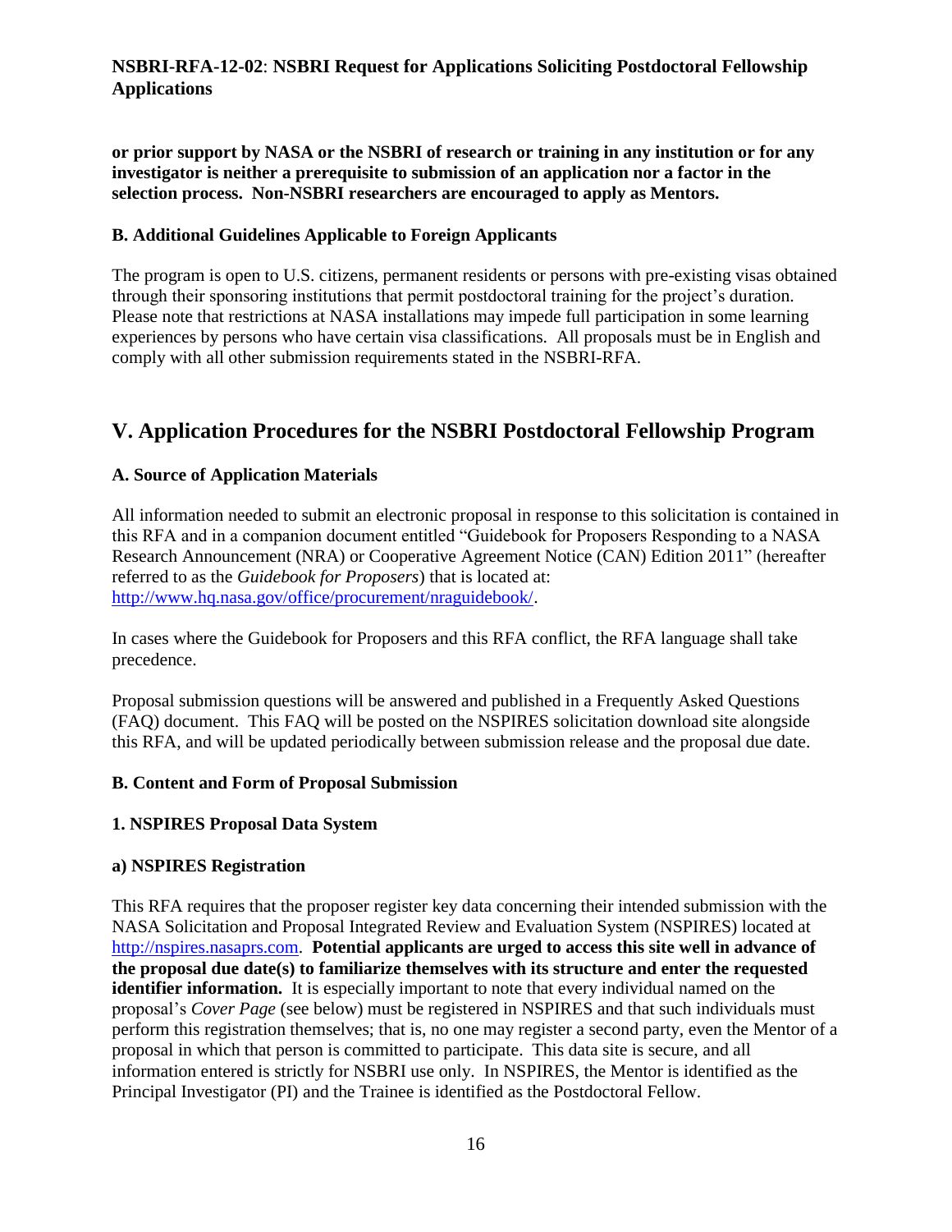**or prior support by NASA or the NSBRI of research or training in any institution or for any investigator is neither a prerequisite to submission of an application nor a factor in the selection process. Non-NSBRI researchers are encouraged to apply as Mentors.**

### B. Additional Guidelines Applicable to Foreign Applicants

The program is open to U.S. citizens, permanent residents or persons with pre-existing visas obtained through their sponsoring institutions that permit postdoctoral training for the project's duration. Please note that restrictions at NASA installations may impede full participation in some learning experiences by persons who have certain visa classifications. All proposals must be in English and comply with all other submission requirements stated in the NSBRI-RFA.

## V. Application Procedures for the NSBRI Postdoctoral Fellowship Program

### A. Source of Application Materials

All information needed to submit an electronic proposal in response to this solicitation is contained in this RFA and in a companion document entitled "Guidebook for Proposers Responding to a NASA Research Announcement (NRA) or Cooperative Agreement Notice (CAN) Edition 2011" (hereafter referred to as the *Guidebook for Proposers*) that is located at: http://www.hq.nasa.gov/office/procurement/nraguidebook/.

In cases where the Guidebook for Proposers and this RFA conflict, the RFA language shall take precedence.

Proposal submission questions will be answered and published in a Frequently Asked Questions (FAQ) document. This FAQ will be posted on the NSPIRES solicitation download site alongside this RFA, and will be updated periodically between submission release and the proposal due date.

### B. Content and Form of Proposal Submission

#### 1. NSPIRES Proposal Data System

##### a) NSPIRES Registration

This RFA requires that the proposer register key data concerning their intended submission with the NASA Solicitation and Proposal Integrated Review and Evaluation System (NSPIRES) located at http://nspires.nasaprs.com. **Potential applicants are urged to access this site well in advance of the proposal due date(s) to familiarize themselves with its structure and enter the requested identifier information.** It is especially important to note that every individual named on the proposal's *Cover Page* (see below) must be registered in NSPIRES and that such individuals must perform this registration themselves; that is, no one may register a second party, even the Mentor of a proposal in which that person is committed to participate. This data site is secure, and all information entered is strictly for NSBRI use only. In NSPIRES, the Mentor is identified as the Principal Investigator (PI) and the Trainee is identified as the Postdoctoral Fellow.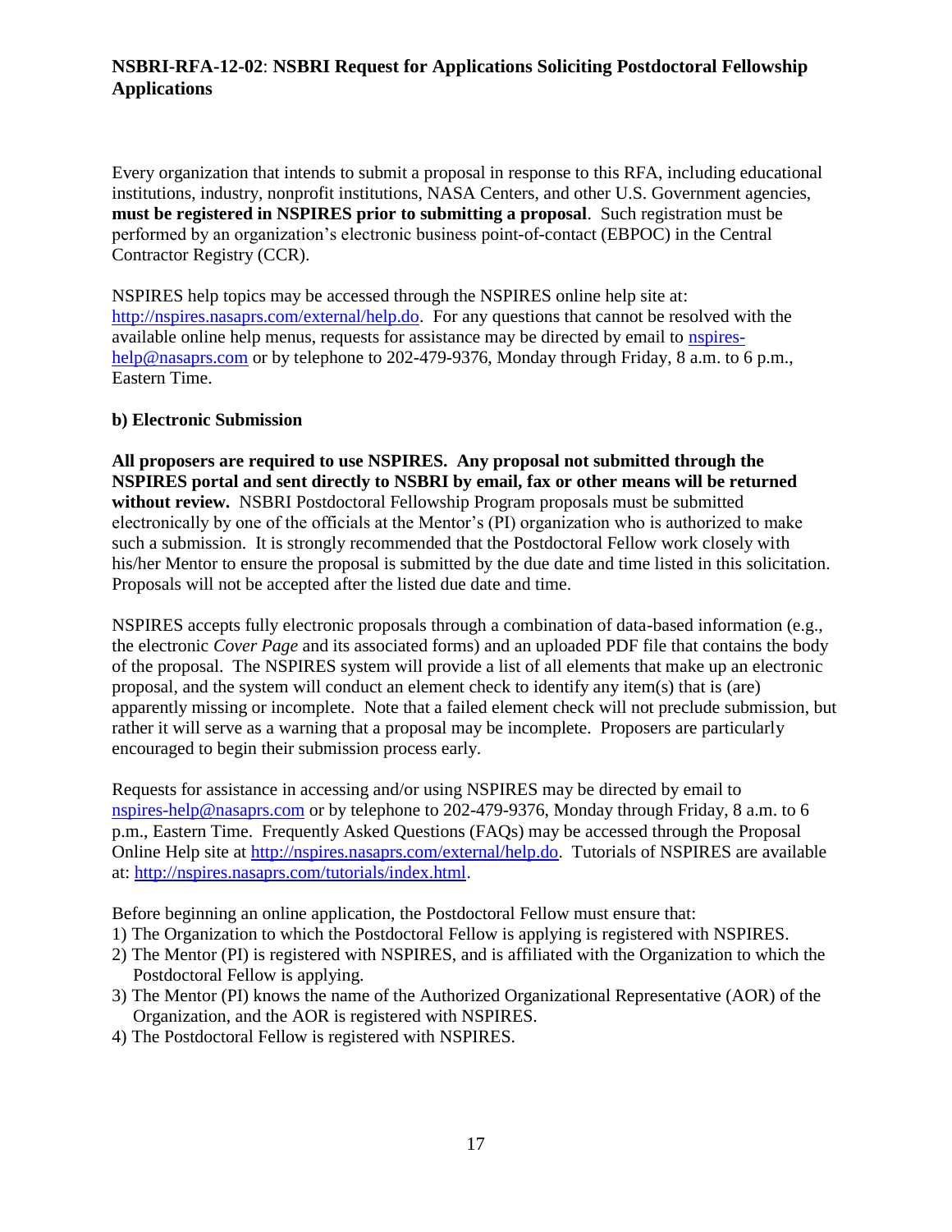Every organization that intends to submit a proposal in response to this RFA, including educational institutions, industry, nonprofit institutions, NASA Centers, and other U.S. Government agencies, **must be registered in NSPIRES prior to submitting a proposal**. Such registration must be performed by an organization's electronic business point-of-contact (EBPOC) in the Central Contractor Registry (CCR).

NSPIRES help topics may be accessed through the NSPIRES online help site at: http://nspires.nasaprs.com/external/help.do. For any questions that cannot be resolved with the available online help menus, requests for assistance may be directed by email to nspires-help@nasaprs.com or by telephone to 202-479-9376, Monday through Friday, 8 a.m. to 6 p.m., Eastern Time.

**b) Electronic Submission**

**All proposers are required to use NSPIRES. Any proposal not submitted through the NSPIRES portal and sent directly to NSBRI by email, fax or other means will be returned without review.** NSBRI Postdoctoral Fellowship Program proposals must be submitted electronically by one of the officials at the Mentor's (PI) organization who is authorized to make such a submission. It is strongly recommended that the Postdoctoral Fellow work closely with his/her Mentor to ensure the proposal is submitted by the due date and time listed in this solicitation. Proposals will not be accepted after the listed due date and time.

NSPIRES accepts fully electronic proposals through a combination of data-based information (e.g., the electronic *Cover Page* and its associated forms) and an uploaded PDF file that contains the body of the proposal. The NSPIRES system will provide a list of all elements that make up an electronic proposal, and the system will conduct an element check to identify any item(s) that is (are) apparently missing or incomplete. Note that a failed element check will not preclude submission, but rather it will serve as a warning that a proposal may be incomplete. Proposers are particularly encouraged to begin their submission process early.

Requests for assistance in accessing and/or using NSPIRES may be directed by email to nspires-help@nasaprs.com or by telephone to 202-479-9376, Monday through Friday, 8 a.m. to 6 p.m., Eastern Time. Frequently Asked Questions (FAQs) may be accessed through the Proposal Online Help site at http://nspires.nasaprs.com/external/help.do. Tutorials of NSPIRES are available at: http://nspires.nasaprs.com/tutorials/index.html.

Before beginning an online application, the Postdoctoral Fellow must ensure that:

1) The Organization to which the Postdoctoral Fellow is applying is registered with NSPIRES.
2) The Mentor (PI) is registered with NSPIRES, and is affiliated with the Organization to which the Postdoctoral Fellow is applying.
3) The Mentor (PI) knows the name of the Authorized Organizational Representative (AOR) of the Organization, and the AOR is registered with NSPIRES.
4) The Postdoctoral Fellow is registered with NSPIRES.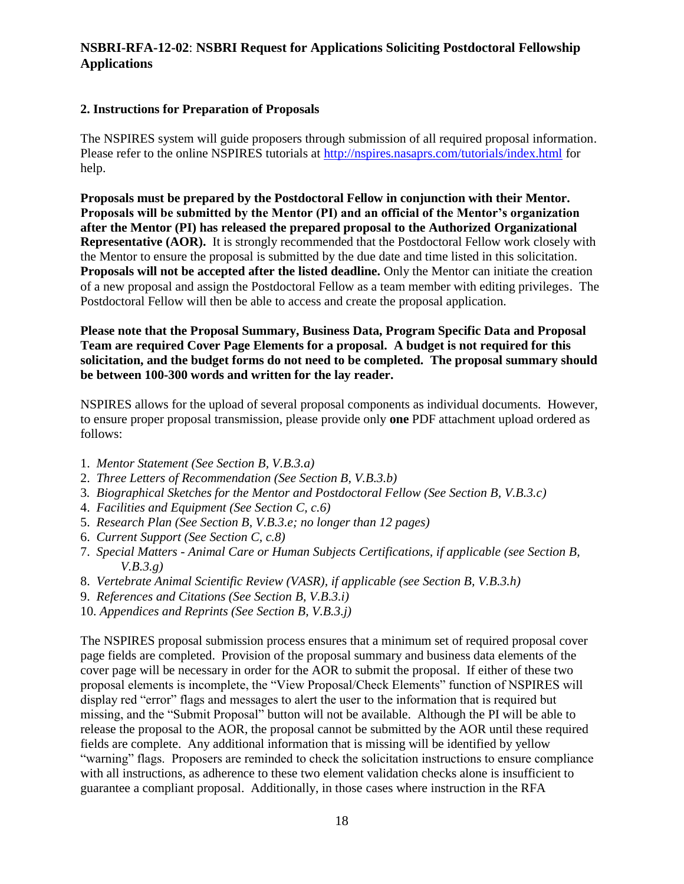**NSBRI-RFA-12-02**: **NSBRI Request for Applications Soliciting Postdoctoral Fellowship Applications**

### 2. Instructions for Preparation of Proposals

The NSPIRES system will guide proposers through submission of all required proposal information. Please refer to the online NSPIRES tutorials at http://nspires.nasaprs.com/tutorials/index.html for help.

**Proposals must be prepared by the Postdoctoral Fellow in conjunction with their Mentor. Proposals will be submitted by the Mentor (PI) and an official of the Mentor's organization after the Mentor (PI) has released the prepared proposal to the Authorized Organizational Representative (AOR).** It is strongly recommended that the Postdoctoral Fellow work closely with the Mentor to ensure the proposal is submitted by the due date and time listed in this solicitation. **Proposals will not be accepted after the listed deadline.** Only the Mentor can initiate the creation of a new proposal and assign the Postdoctoral Fellow as a team member with editing privileges. The Postdoctoral Fellow will then be able to access and create the proposal application.

**Please note that the Proposal Summary, Business Data, Program Specific Data and Proposal Team are required Cover Page Elements for a proposal. A budget is not required for this solicitation, and the budget forms do not need to be completed. The proposal summary should be between 100-300 words and written for the lay reader.**

NSPIRES allows for the upload of several proposal components as individual documents. However, to ensure proper proposal transmission, please provide only **one** PDF attachment upload ordered as follows:

1. *Mentor Statement (See Section B, V.B.3.a)*
2. *Three Letters of Recommendation (See Section B, V.B.3.b)*
3. *Biographical Sketches for the Mentor and Postdoctoral Fellow (See Section B, V.B.3.c)*
4. *Facilities and Equipment (See Section C, c.6)*
5. *Research Plan (See Section B, V.B.3.e; no longer than 12 pages)*
6. *Current Support (See Section C, c.8)*
7. *Special Matters - Animal Care or Human Subjects Certifications, if applicable (see Section B, V.B.3.g)*
8. *Vertebrate Animal Scientific Review (VASR), if applicable (see Section B, V.B.3.h)*
9. *References and Citations (See Section B, V.B.3.i)*
10. *Appendices and Reprints (See Section B, V.B.3.j)*

The NSPIRES proposal submission process ensures that a minimum set of required proposal cover page fields are completed. Provision of the proposal summary and business data elements of the cover page will be necessary in order for the AOR to submit the proposal. If either of these two proposal elements is incomplete, the "View Proposal/Check Elements" function of NSPIRES will display red "error" flags and messages to alert the user to the information that is required but missing, and the "Submit Proposal" button will not be available. Although the PI will be able to release the proposal to the AOR, the proposal cannot be submitted by the AOR until these required fields are complete. Any additional information that is missing will be identified by yellow "warning" flags. Proposers are reminded to check the solicitation instructions to ensure compliance with all instructions, as adherence to these two element validation checks alone is insufficient to guarantee a compliant proposal. Additionally, in those cases where instruction in the RFA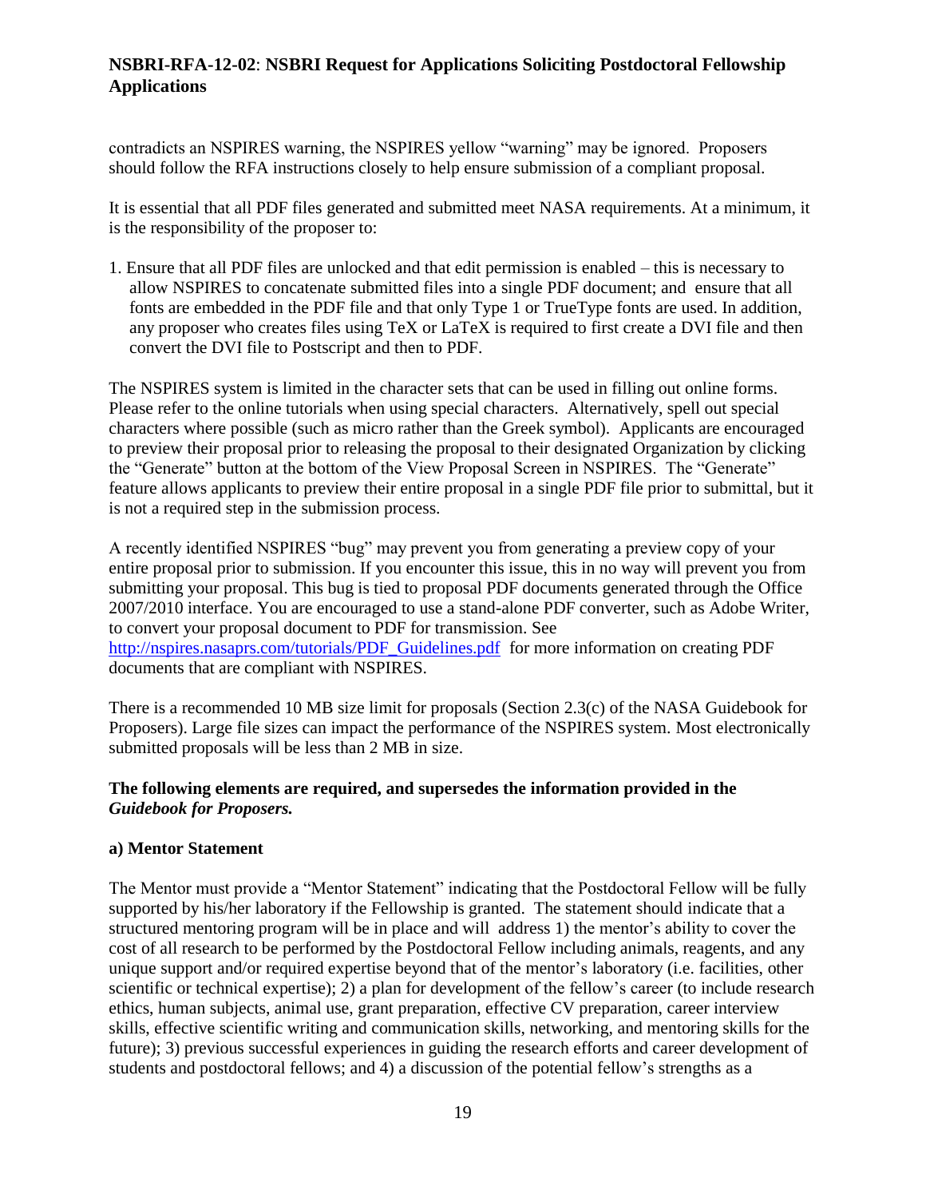contradicts an NSPIRES warning, the NSPIRES yellow "warning" may be ignored. Proposers should follow the RFA instructions closely to help ensure submission of a compliant proposal.

It is essential that all PDF files generated and submitted meet NASA requirements. At a minimum, it is the responsibility of the proposer to:

1. Ensure that all PDF files are unlocked and that edit permission is enabled – this is necessary to allow NSPIRES to concatenate submitted files into a single PDF document; and ensure that all fonts are embedded in the PDF file and that only Type 1 or TrueType fonts are used. In addition, any proposer who creates files using TeX or LaTeX is required to first create a DVI file and then convert the DVI file to Postscript and then to PDF.

The NSPIRES system is limited in the character sets that can be used in filling out online forms. Please refer to the online tutorials when using special characters. Alternatively, spell out special characters where possible (such as micro rather than the Greek symbol). Applicants are encouraged to preview their proposal prior to releasing the proposal to their designated Organization by clicking the "Generate" button at the bottom of the View Proposal Screen in NSPIRES. The "Generate" feature allows applicants to preview their entire proposal in a single PDF file prior to submittal, but it is not a required step in the submission process.

A recently identified NSPIRES "bug" may prevent you from generating a preview copy of your entire proposal prior to submission. If you encounter this issue, this in no way will prevent you from submitting your proposal. This bug is tied to proposal PDF documents generated through the Office 2007/2010 interface. You are encouraged to use a stand-alone PDF converter, such as Adobe Writer, to convert your proposal document to PDF for transmission. See [http://nspires.nasaprs.com/tutorials/PDF_Guidelines.pdf](http://nspires.nasaprs.com/tutorials/PDF_Guidelines.pdf) for more information on creating PDF documents that are compliant with NSPIRES.

There is a recommended 10 MB size limit for proposals (Section 2.3(c) of the NASA Guidebook for Proposers). Large file sizes can impact the performance of the NSPIRES system. Most electronically submitted proposals will be less than 2 MB in size.

**The following elements are required, and supersedes the information provided in the *Guidebook for Proposers.***

**a) Mentor Statement**

The Mentor must provide a "Mentor Statement" indicating that the Postdoctoral Fellow will be fully supported by his/her laboratory if the Fellowship is granted. The statement should indicate that a structured mentoring program will be in place and will address 1) the mentor's ability to cover the cost of all research to be performed by the Postdoctoral Fellow including animals, reagents, and any unique support and/or required expertise beyond that of the mentor's laboratory (i.e. facilities, other scientific or technical expertise); 2) a plan for development of the fellow's career (to include research ethics, human subjects, animal use, grant preparation, effective CV preparation, career interview skills, effective scientific writing and communication skills, networking, and mentoring skills for the future); 3) previous successful experiences in guiding the research efforts and career development of students and postdoctoral fellows; and 4) a discussion of the potential fellow's strengths as a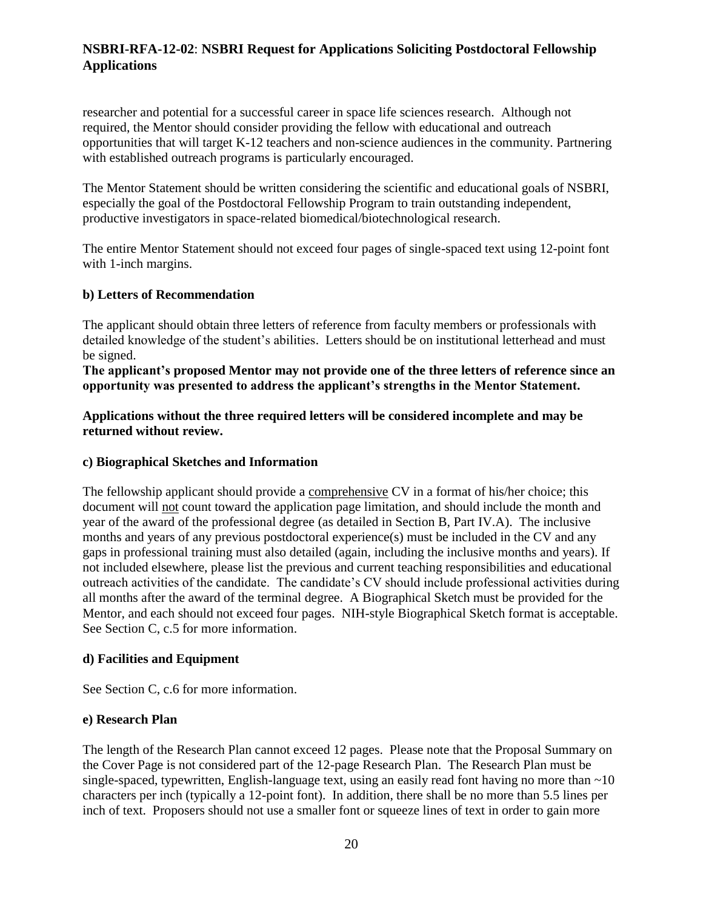researcher and potential for a successful career in space life sciences research. Although not required, the Mentor should consider providing the fellow with educational and outreach opportunities that will target K-12 teachers and non-science audiences in the community. Partnering with established outreach programs is particularly encouraged.

The Mentor Statement should be written considering the scientific and educational goals of NSBRI, especially the goal of the Postdoctoral Fellowship Program to train outstanding independent, productive investigators in space-related biomedical/biotechnological research.

The entire Mentor Statement should not exceed four pages of single-spaced text using 12-point font with 1-inch margins.

**b) Letters of Recommendation**

The applicant should obtain three letters of reference from faculty members or professionals with detailed knowledge of the student's abilities. Letters should be on institutional letterhead and must be signed.

**The applicant's proposed Mentor may not provide one of the three letters of reference since an opportunity was presented to address the applicant's strengths in the Mentor Statement.**

**Applications without the three required letters will be considered incomplete and may be returned without review.**

**c) Biographical Sketches and Information**

The fellowship applicant should provide a <u>comprehensive</u> CV in a format of his/her choice; this document will <u>not</u> count toward the application page limitation, and should include the month and year of the award of the professional degree (as detailed in Section B, Part IV.A). The inclusive months and years of any previous postdoctoral experience(s) must be included in the CV and any gaps in professional training must also detailed (again, including the inclusive months and years). If not included elsewhere, please list the previous and current teaching responsibilities and educational outreach activities of the candidate. The candidate's CV should include professional activities during all months after the award of the terminal degree. A Biographical Sketch must be provided for the Mentor, and each should not exceed four pages. NIH-style Biographical Sketch format is acceptable. See Section C, c.5 for more information.

**d) Facilities and Equipment**

See Section C, c.6 for more information.

**e) Research Plan**

The length of the Research Plan cannot exceed 12 pages. Please note that the Proposal Summary on the Cover Page is not considered part of the 12-page Research Plan. The Research Plan must be single-spaced, typewritten, English-language text, using an easily read font having no more than ~10 characters per inch (typically a 12-point font). In addition, there shall be no more than 5.5 lines per inch of text. Proposers should not use a smaller font or squeeze lines of text in order to gain more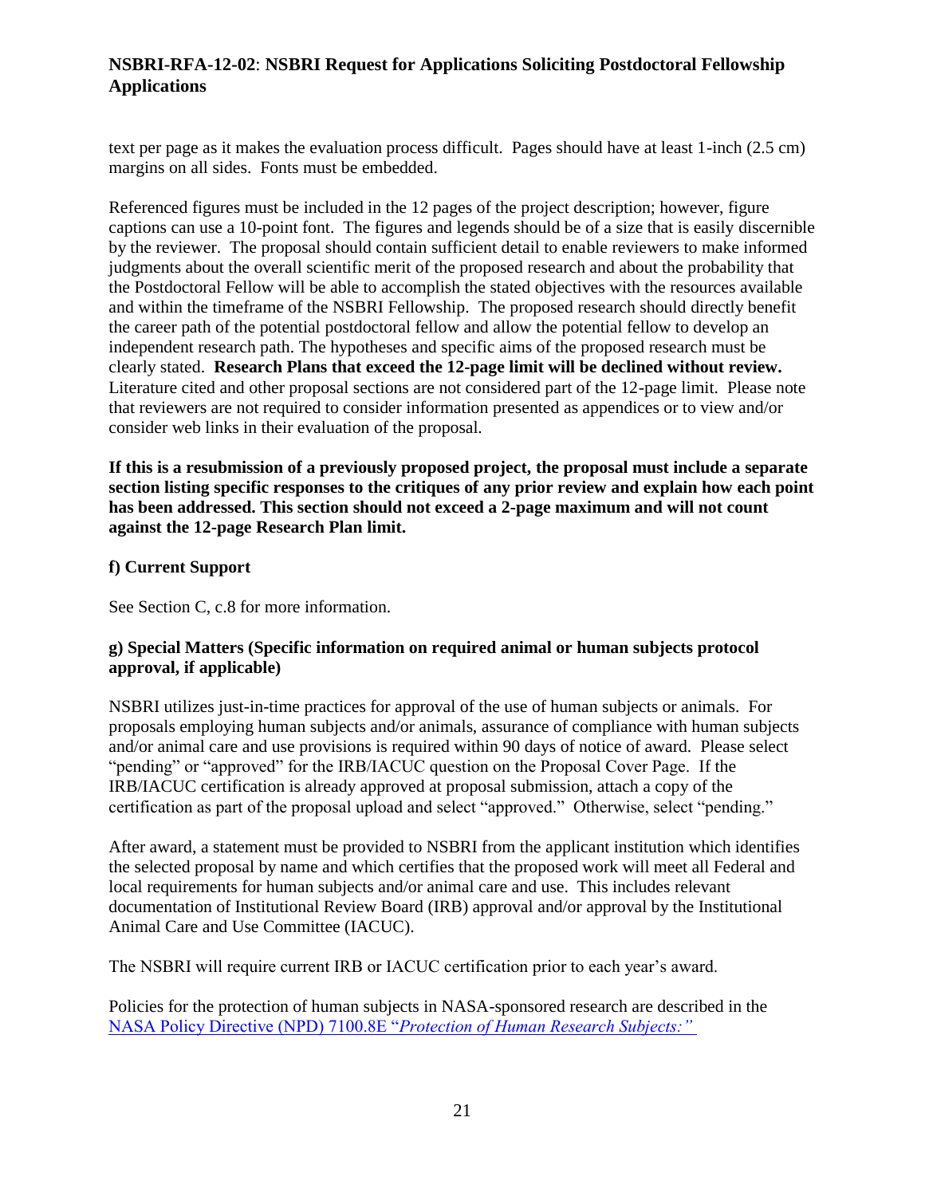text per page as it makes the evaluation process difficult. Pages should have at least 1-inch (2.5 cm) margins on all sides. Fonts must be embedded.

Referenced figures must be included in the 12 pages of the project description; however, figure captions can use a 10-point font. The figures and legends should be of a size that is easily discernible by the reviewer. The proposal should contain sufficient detail to enable reviewers to make informed judgments about the overall scientific merit of the proposed research and about the probability that the Postdoctoral Fellow will be able to accomplish the stated objectives with the resources available and within the timeframe of the NSBRI Fellowship. The proposed research should directly benefit the career path of the potential postdoctoral fellow and allow the potential fellow to develop an independent research path. The hypotheses and specific aims of the proposed research must be clearly stated. **Research Plans that exceed the 12-page limit will be declined without review.** Literature cited and other proposal sections are not considered part of the 12-page limit. Please note that reviewers are not required to consider information presented as appendices or to view and/or consider web links in their evaluation of the proposal.

**If this is a resubmission of a previously proposed project, the proposal must include a separate section listing specific responses to the critiques of any prior review and explain how each point has been addressed. This section should not exceed a 2-page maximum and will not count against the 12-page Research Plan limit.**

**f) Current Support**

See Section C, c.8 for more information.

**g) Special Matters (Specific information on required animal or human subjects protocol approval, if applicable)**

NSBRI utilizes just-in-time practices for approval of the use of human subjects or animals. For proposals employing human subjects and/or animals, assurance of compliance with human subjects and/or animal care and use provisions is required within 90 days of notice of award. Please select "pending" or "approved" for the IRB/IACUC question on the Proposal Cover Page. If the IRB/IACUC certification is already approved at proposal submission, attach a copy of the certification as part of the proposal upload and select "approved." Otherwise, select "pending."

After award, a statement must be provided to NSBRI from the applicant institution which identifies the selected proposal by name and which certifies that the proposed work will meet all Federal and local requirements for human subjects and/or animal care and use. This includes relevant documentation of Institutional Review Board (IRB) approval and/or approval by the Institutional Animal Care and Use Committee (IACUC).

The NSBRI will require current IRB or IACUC certification prior to each year's award.

Policies for the protection of human subjects in NASA-sponsored research are described in the NASA Policy Directive (NPD) 7100.8E "*Protection of Human Research Subjects:"*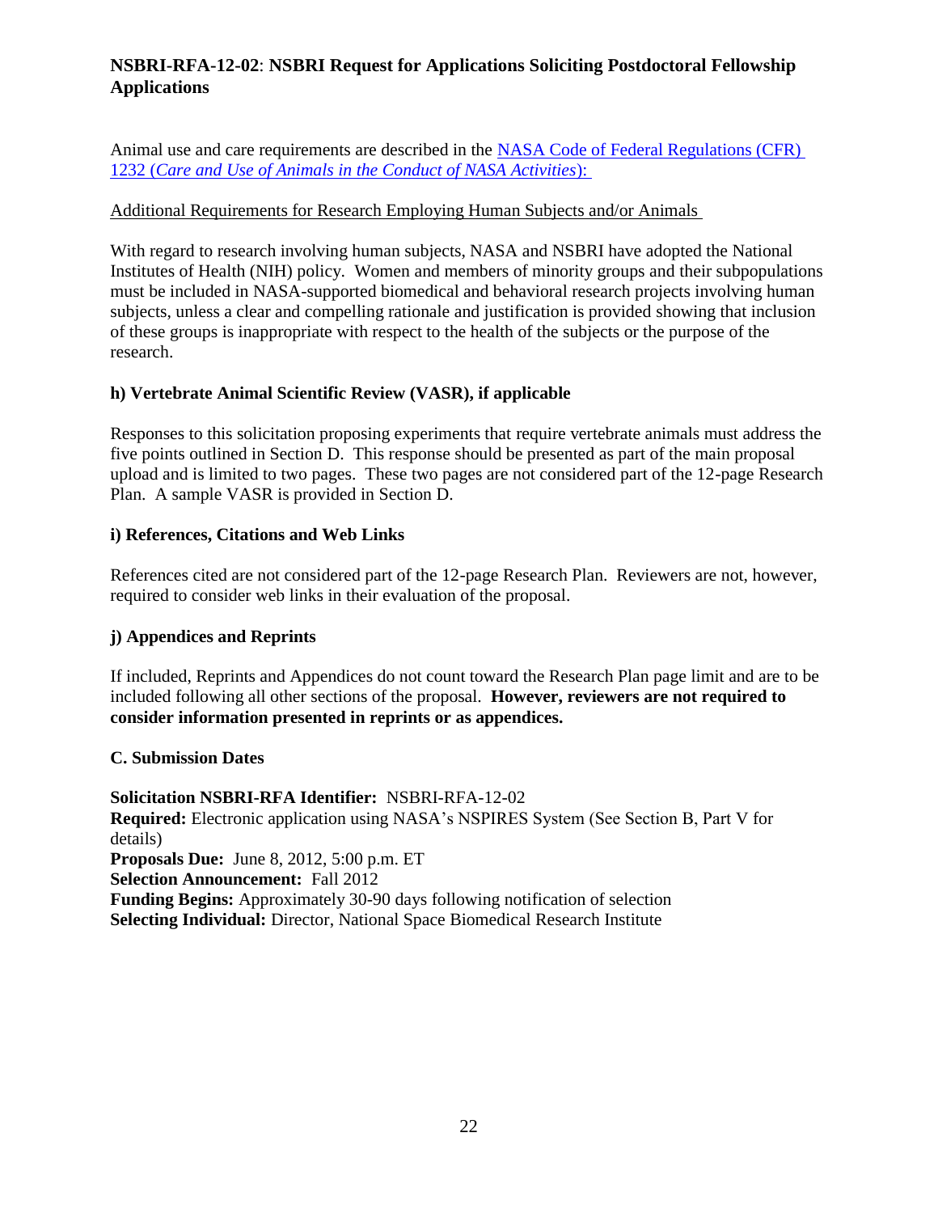Animal use and care requirements are described in the [NASA Code of Federal Regulations (CFR) 1232 (*Care and Use of Animals in the Conduct of NASA Activities*):]()

Additional Requirements for Research Employing Human Subjects and/or Animals

With regard to research involving human subjects, NASA and NSBRI have adopted the National Institutes of Health (NIH) policy. Women and members of minority groups and their subpopulations must be included in NASA-supported biomedical and behavioral research projects involving human subjects, unless a clear and compelling rationale and justification is provided showing that inclusion of these groups is inappropriate with respect to the health of the subjects or the purpose of the research.

**h) Vertebrate Animal Scientific Review (VASR), if applicable**

Responses to this solicitation proposing experiments that require vertebrate animals must address the five points outlined in Section D. This response should be presented as part of the main proposal upload and is limited to two pages. These two pages are not considered part of the 12-page Research Plan. A sample VASR is provided in Section D.

**i) References, Citations and Web Links**

References cited are not considered part of the 12-page Research Plan. Reviewers are not, however, required to consider web links in their evaluation of the proposal.

**j) Appendices and Reprints**

If included, Reprints and Appendices do not count toward the Research Plan page limit and are to be included following all other sections of the proposal. **However, reviewers are not required to consider information presented in reprints or as appendices.**

**C. Submission Dates**

**Solicitation NSBRI-RFA Identifier:** NSBRI-RFA-12-02
**Required:** Electronic application using NASA's NSPIRES System (See Section B, Part V for details)
**Proposals Due:** June 8, 2012, 5:00 p.m. ET
**Selection Announcement:** Fall 2012
**Funding Begins:** Approximately 30-90 days following notification of selection
**Selecting Individual:** Director, National Space Biomedical Research Institute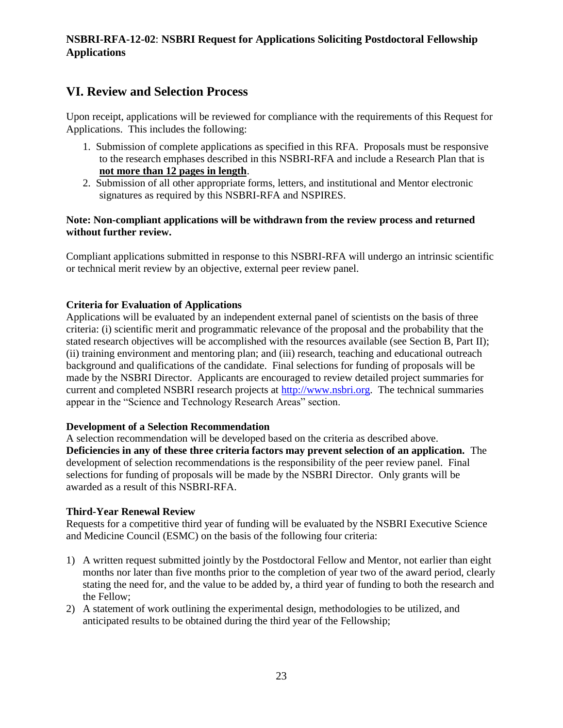## VI. Review and Selection Process

Upon receipt, applications will be reviewed for compliance with the requirements of this Request for Applications. This includes the following:

1. Submission of complete applications as specified in this RFA. Proposals must be responsive to the research emphases described in this NSBRI-RFA and include a Research Plan that is **not more than 12 pages in length**.
2. Submission of all other appropriate forms, letters, and institutional and Mentor electronic signatures as required by this NSBRI-RFA and NSPIRES.

**Note: Non-compliant applications will be withdrawn from the review process and returned without further review.**

Compliant applications submitted in response to this NSBRI-RFA will undergo an intrinsic scientific or technical merit review by an objective, external peer review panel.

**Criteria for Evaluation of Applications**

Applications will be evaluated by an independent external panel of scientists on the basis of three criteria: (i) scientific merit and programmatic relevance of the proposal and the probability that the stated research objectives will be accomplished with the resources available (see Section B, Part II); (ii) training environment and mentoring plan; and (iii) research, teaching and educational outreach background and qualifications of the candidate. Final selections for funding of proposals will be made by the NSBRI Director. Applicants are encouraged to review detailed project summaries for current and completed NSBRI research projects at http://www.nsbri.org. The technical summaries appear in the "Science and Technology Research Areas" section.

**Development of a Selection Recommendation**

A selection recommendation will be developed based on the criteria as described above. **Deficiencies in any of these three criteria factors may prevent selection of an application.** The development of selection recommendations is the responsibility of the peer review panel. Final selections for funding of proposals will be made by the NSBRI Director. Only grants will be awarded as a result of this NSBRI-RFA.

**Third-Year Renewal Review**

Requests for a competitive third year of funding will be evaluated by the NSBRI Executive Science and Medicine Council (ESMC) on the basis of the following four criteria:

1) A written request submitted jointly by the Postdoctoral Fellow and Mentor, not earlier than eight months nor later than five months prior to the completion of year two of the award period, clearly stating the need for, and the value to be added by, a third year of funding to both the research and the Fellow;
2) A statement of work outlining the experimental design, methodologies to be utilized, and anticipated results to be obtained during the third year of the Fellowship;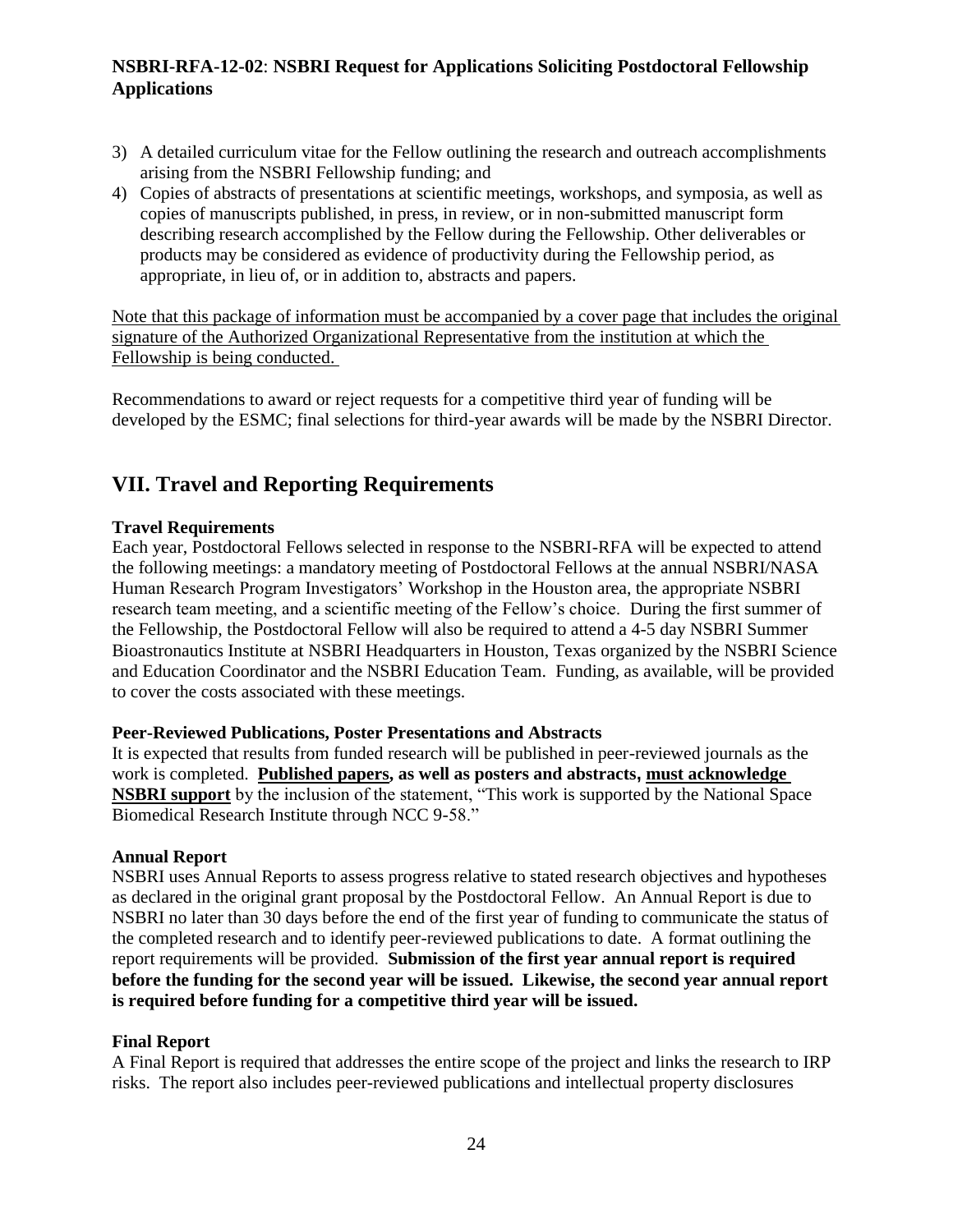3) A detailed curriculum vitae for the Fellow outlining the research and outreach accomplishments arising from the NSBRI Fellowship funding; and
4) Copies of abstracts of presentations at scientific meetings, workshops, and symposia, as well as copies of manuscripts published, in press, in review, or in non-submitted manuscript form describing research accomplished by the Fellow during the Fellowship. Other deliverables or products may be considered as evidence of productivity during the Fellowship period, as appropriate, in lieu of, or in addition to, abstracts and papers.

Note that this package of information must be accompanied by a cover page that includes the original signature of the Authorized Organizational Representative from the institution at which the Fellowship is being conducted.

Recommendations to award or reject requests for a competitive third year of funding will be developed by the ESMC; final selections for third-year awards will be made by the NSBRI Director.

## VII. Travel and Reporting Requirements

**Travel Requirements**

Each year, Postdoctoral Fellows selected in response to the NSBRI-RFA will be expected to attend the following meetings: a mandatory meeting of Postdoctoral Fellows at the annual NSBRI/NASA Human Research Program Investigators' Workshop in the Houston area, the appropriate NSBRI research team meeting, and a scientific meeting of the Fellow's choice. During the first summer of the Fellowship, the Postdoctoral Fellow will also be required to attend a 4-5 day NSBRI Summer Bioastronautics Institute at NSBRI Headquarters in Houston, Texas organized by the NSBRI Science and Education Coordinator and the NSBRI Education Team. Funding, as available, will be provided to cover the costs associated with these meetings.

**Peer-Reviewed Publications, Poster Presentations and Abstracts**

It is expected that results from funded research will be published in peer-reviewed journals as the work is completed. **Published papers, as well as posters and abstracts, must acknowledge NSBRI support** by the inclusion of the statement, "This work is supported by the National Space Biomedical Research Institute through NCC 9-58."

**Annual Report**

NSBRI uses Annual Reports to assess progress relative to stated research objectives and hypotheses as declared in the original grant proposal by the Postdoctoral Fellow. An Annual Report is due to NSBRI no later than 30 days before the end of the first year of funding to communicate the status of the completed research and to identify peer-reviewed publications to date. A format outlining the report requirements will be provided. **Submission of the first year annual report is required before the funding for the second year will be issued. Likewise, the second year annual report is required before funding for a competitive third year will be issued.**

**Final Report**

A Final Report is required that addresses the entire scope of the project and links the research to IRP risks. The report also includes peer-reviewed publications and intellectual property disclosures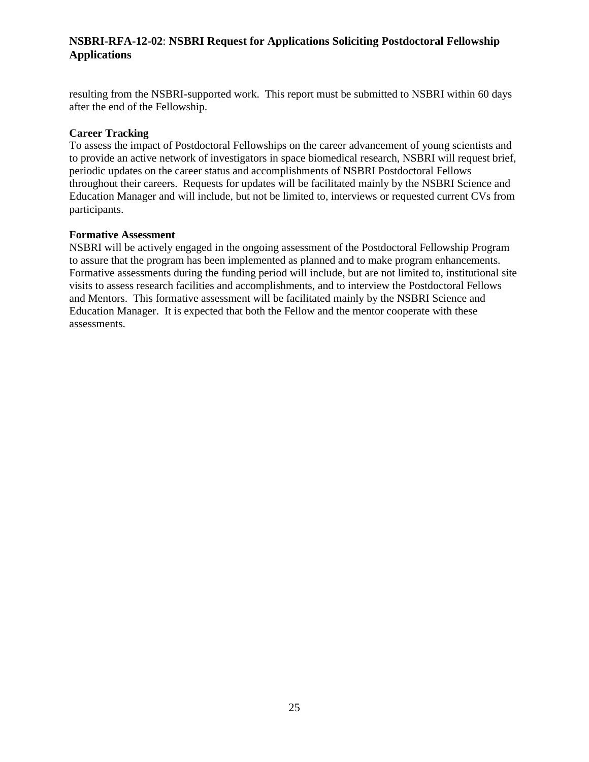resulting from the NSBRI-supported work. This report must be submitted to NSBRI within 60 days after the end of the Fellowship.

**Career Tracking**

To assess the impact of Postdoctoral Fellowships on the career advancement of young scientists and to provide an active network of investigators in space biomedical research, NSBRI will request brief, periodic updates on the career status and accomplishments of NSBRI Postdoctoral Fellows throughout their careers. Requests for updates will be facilitated mainly by the NSBRI Science and Education Manager and will include, but not be limited to, interviews or requested current CVs from participants.

**Formative Assessment**

NSBRI will be actively engaged in the ongoing assessment of the Postdoctoral Fellowship Program to assure that the program has been implemented as planned and to make program enhancements. Formative assessments during the funding period will include, but are not limited to, institutional site visits to assess research facilities and accomplishments, and to interview the Postdoctoral Fellows and Mentors. This formative assessment will be facilitated mainly by the NSBRI Science and Education Manager. It is expected that both the Fellow and the mentor cooperate with these assessments.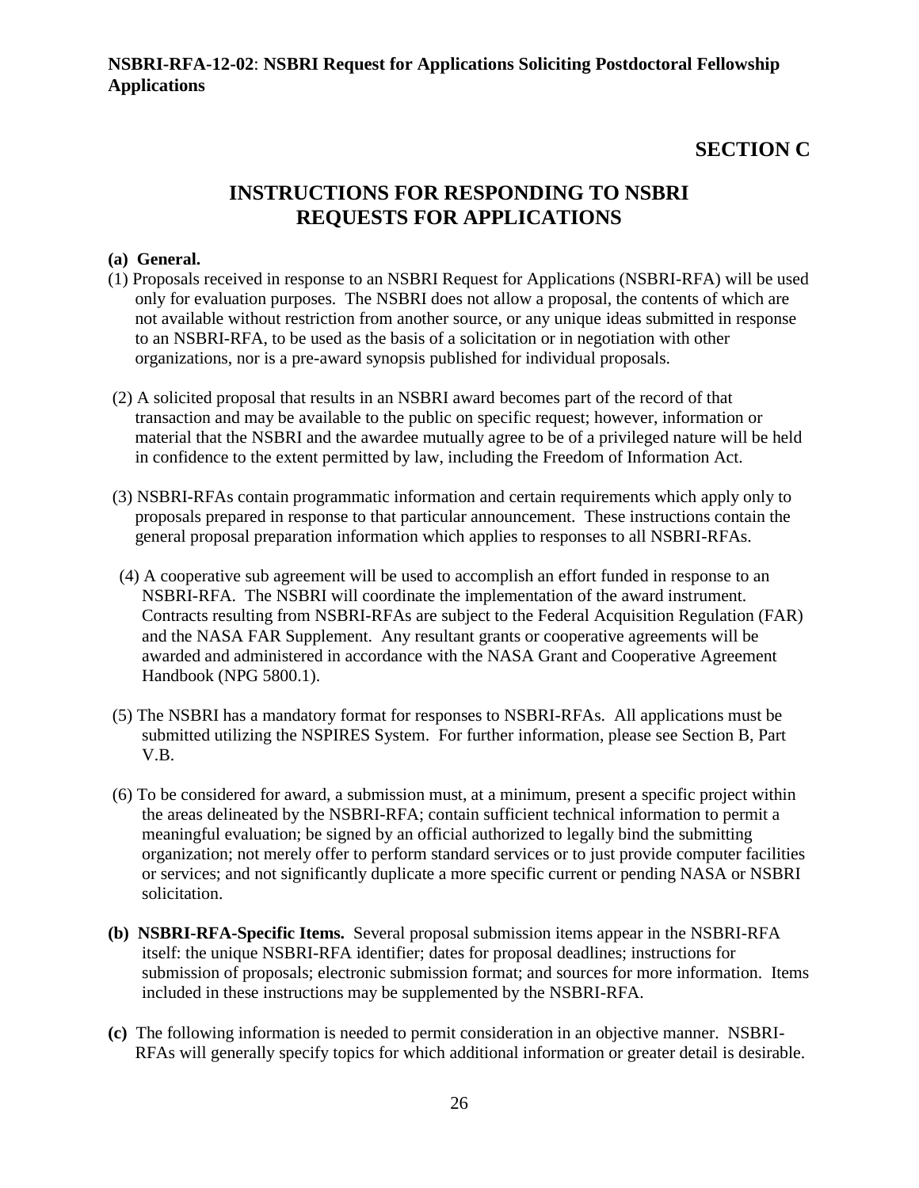**NSBRI-RFA-12-02**: **NSBRI Request for Applications Soliciting Postdoctoral Fellowship Applications**

# SECTION C

## INSTRUCTIONS FOR RESPONDING TO NSBRI REQUESTS FOR APPLICATIONS

**(a) General.**

(1) Proposals received in response to an NSBRI Request for Applications (NSBRI-RFA) will be used only for evaluation purposes. The NSBRI does not allow a proposal, the contents of which are not available without restriction from another source, or any unique ideas submitted in response to an NSBRI-RFA, to be used as the basis of a solicitation or in negotiation with other organizations, nor is a pre-award synopsis published for individual proposals.

(2) A solicited proposal that results in an NSBRI award becomes part of the record of that transaction and may be available to the public on specific request; however, information or material that the NSBRI and the awardee mutually agree to be of a privileged nature will be held in confidence to the extent permitted by law, including the Freedom of Information Act.

(3) NSBRI-RFAs contain programmatic information and certain requirements which apply only to proposals prepared in response to that particular announcement. These instructions contain the general proposal preparation information which applies to responses to all NSBRI-RFAs.

(4) A cooperative sub agreement will be used to accomplish an effort funded in response to an NSBRI-RFA. The NSBRI will coordinate the implementation of the award instrument. Contracts resulting from NSBRI-RFAs are subject to the Federal Acquisition Regulation (FAR) and the NASA FAR Supplement. Any resultant grants or cooperative agreements will be awarded and administered in accordance with the NASA Grant and Cooperative Agreement Handbook (NPG 5800.1).

(5) The NSBRI has a mandatory format for responses to NSBRI-RFAs. All applications must be submitted utilizing the NSPIRES System. For further information, please see Section B, Part V.B.

(6) To be considered for award, a submission must, at a minimum, present a specific project within the areas delineated by the NSBRI-RFA; contain sufficient technical information to permit a meaningful evaluation; be signed by an official authorized to legally bind the submitting organization; not merely offer to perform standard services or to just provide computer facilities or services; and not significantly duplicate a more specific current or pending NASA or NSBRI solicitation.

**(b) NSBRI-RFA-Specific Items.** Several proposal submission items appear in the NSBRI-RFA itself: the unique NSBRI-RFA identifier; dates for proposal deadlines; instructions for submission of proposals; electronic submission format; and sources for more information. Items included in these instructions may be supplemented by the NSBRI-RFA.

**(c)** The following information is needed to permit consideration in an objective manner. NSBRI-RFAs will generally specify topics for which additional information or greater detail is desirable.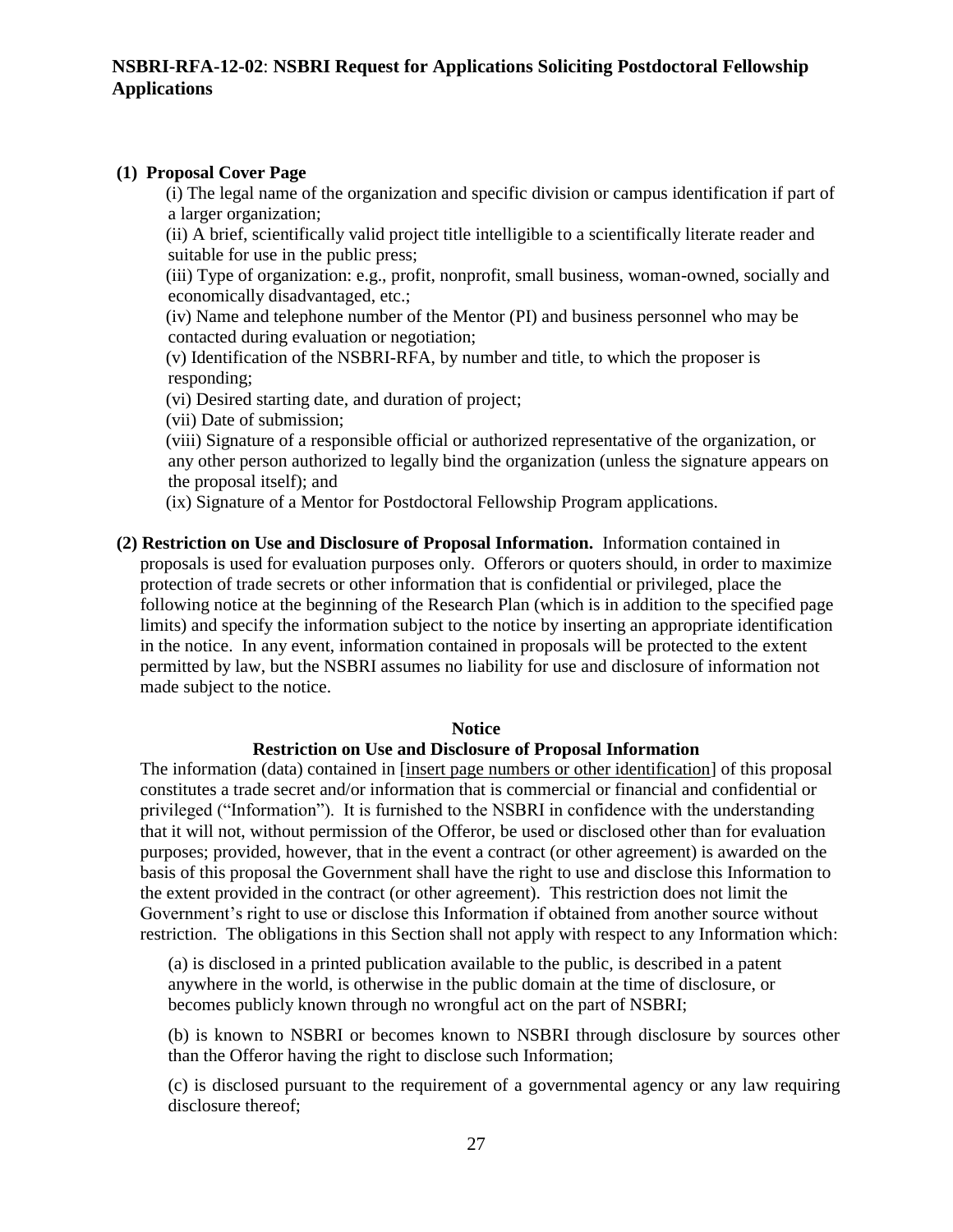**(1) Proposal Cover Page**

(i) The legal name of the organization and specific division or campus identification if part of a larger organization;

(ii) A brief, scientifically valid project title intelligible to a scientifically literate reader and suitable for use in the public press;

(iii) Type of organization: e.g., profit, nonprofit, small business, woman-owned, socially and economically disadvantaged, etc.;

(iv) Name and telephone number of the Mentor (PI) and business personnel who may be contacted during evaluation or negotiation;

(v) Identification of the NSBRI-RFA, by number and title, to which the proposer is responding;

(vi) Desired starting date, and duration of project;

(vii) Date of submission;

(viii) Signature of a responsible official or authorized representative of the organization, or any other person authorized to legally bind the organization (unless the signature appears on the proposal itself); and

(ix) Signature of a Mentor for Postdoctoral Fellowship Program applications.

**(2) Restriction on Use and Disclosure of Proposal Information.** Information contained in proposals is used for evaluation purposes only. Offerors or quoters should, in order to maximize protection of trade secrets or other information that is confidential or privileged, place the following notice at the beginning of the Research Plan (which is in addition to the specified page limits) and specify the information subject to the notice by inserting an appropriate identification in the notice. In any event, information contained in proposals will be protected to the extent permitted by law, but the NSBRI assumes no liability for use and disclosure of information not made subject to the notice.

**Notice**

**Restriction on Use and Disclosure of Proposal Information**

The information (data) contained in [insert page numbers or other identification] of this proposal constitutes a trade secret and/or information that is commercial or financial and confidential or privileged ("Information"). It is furnished to the NSBRI in confidence with the understanding that it will not, without permission of the Offeror, be used or disclosed other than for evaluation purposes; provided, however, that in the event a contract (or other agreement) is awarded on the basis of this proposal the Government shall have the right to use and disclose this Information to the extent provided in the contract (or other agreement). This restriction does not limit the Government's right to use or disclose this Information if obtained from another source without restriction. The obligations in this Section shall not apply with respect to any Information which:

(a) is disclosed in a printed publication available to the public, is described in a patent anywhere in the world, is otherwise in the public domain at the time of disclosure, or becomes publicly known through no wrongful act on the part of NSBRI;

(b) is known to NSBRI or becomes known to NSBRI through disclosure by sources other than the Offeror having the right to disclose such Information;

(c) is disclosed pursuant to the requirement of a governmental agency or any law requiring disclosure thereof;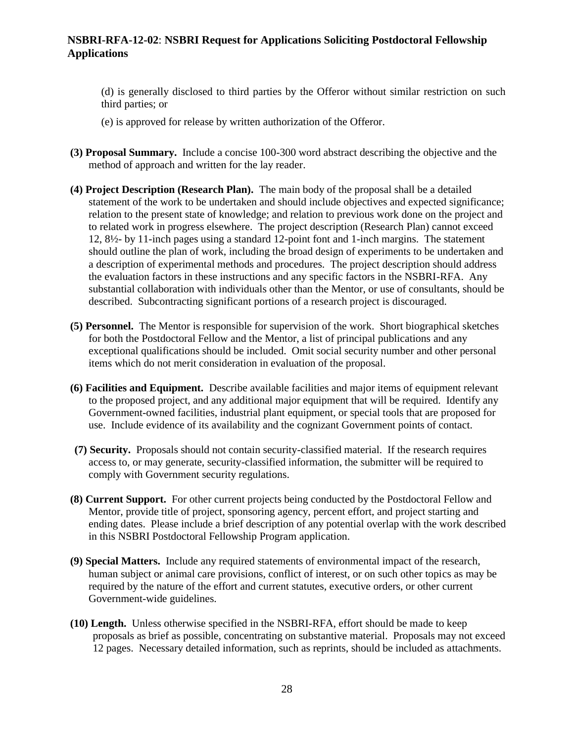(d) is generally disclosed to third parties by the Offeror without similar restriction on such third parties; or

(e) is approved for release by written authorization of the Offeror.

**(3) Proposal Summary.** Include a concise 100-300 word abstract describing the objective and the method of approach and written for the lay reader.

**(4) Project Description (Research Plan).** The main body of the proposal shall be a detailed statement of the work to be undertaken and should include objectives and expected significance; relation to the present state of knowledge; and relation to previous work done on the project and to related work in progress elsewhere. The project description (Research Plan) cannot exceed 12, 8½- by 11-inch pages using a standard 12-point font and 1-inch margins. The statement should outline the plan of work, including the broad design of experiments to be undertaken and a description of experimental methods and procedures. The project description should address the evaluation factors in these instructions and any specific factors in the NSBRI-RFA. Any substantial collaboration with individuals other than the Mentor, or use of consultants, should be described. Subcontracting significant portions of a research project is discouraged.

**(5) Personnel.** The Mentor is responsible for supervision of the work. Short biographical sketches for both the Postdoctoral Fellow and the Mentor, a list of principal publications and any exceptional qualifications should be included. Omit social security number and other personal items which do not merit consideration in evaluation of the proposal.

**(6) Facilities and Equipment.** Describe available facilities and major items of equipment relevant to the proposed project, and any additional major equipment that will be required. Identify any Government-owned facilities, industrial plant equipment, or special tools that are proposed for use. Include evidence of its availability and the cognizant Government points of contact.

**(7) Security.** Proposals should not contain security-classified material. If the research requires access to, or may generate, security-classified information, the submitter will be required to comply with Government security regulations.

**(8) Current Support.** For other current projects being conducted by the Postdoctoral Fellow and Mentor, provide title of project, sponsoring agency, percent effort, and project starting and ending dates. Please include a brief description of any potential overlap with the work described in this NSBRI Postdoctoral Fellowship Program application.

**(9) Special Matters.** Include any required statements of environmental impact of the research, human subject or animal care provisions, conflict of interest, or on such other topics as may be required by the nature of the effort and current statutes, executive orders, or other current Government-wide guidelines.

**(10) Length.** Unless otherwise specified in the NSBRI-RFA, effort should be made to keep proposals as brief as possible, concentrating on substantive material. Proposals may not exceed 12 pages. Necessary detailed information, such as reprints, should be included as attachments.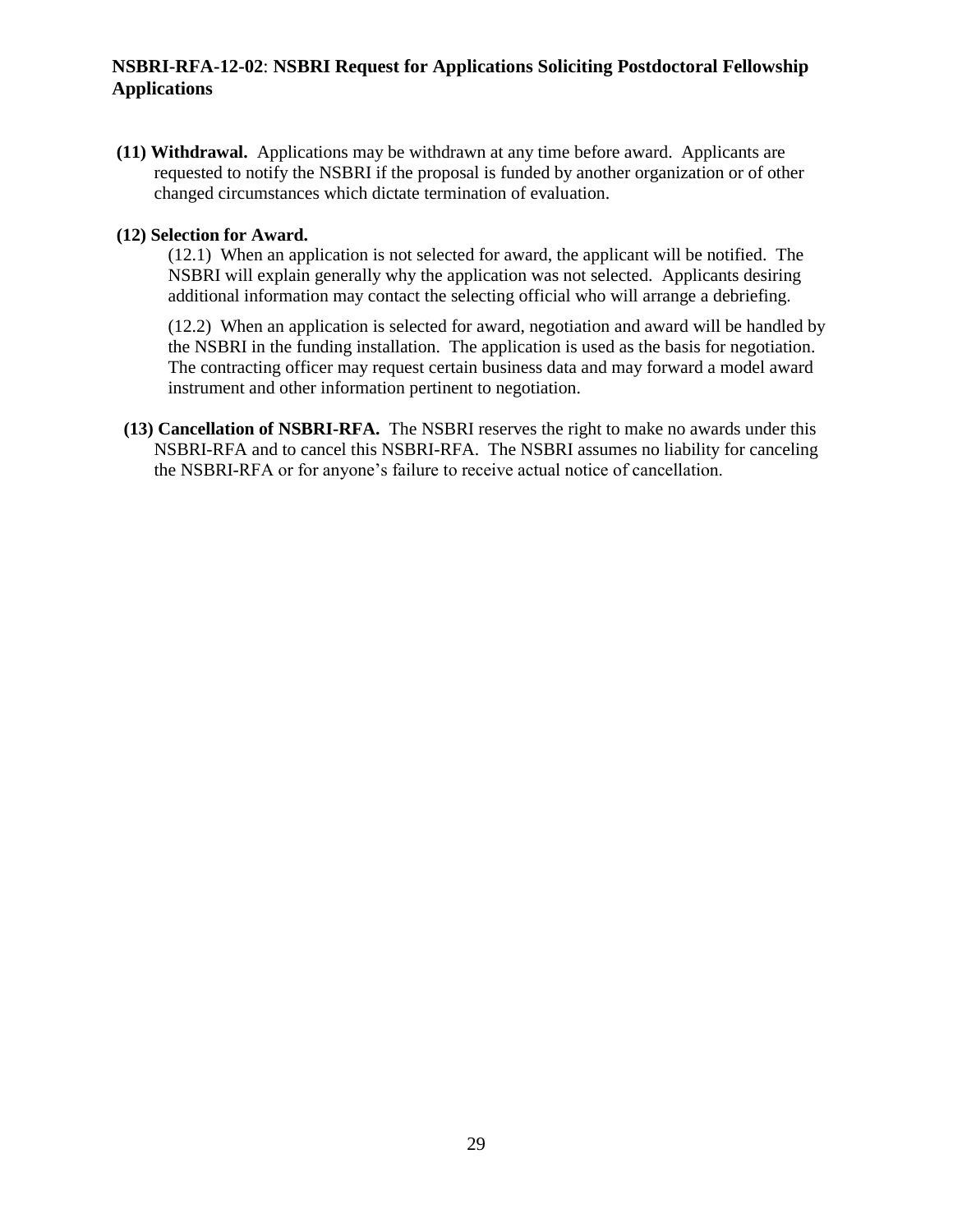**(11) Withdrawal.** Applications may be withdrawn at any time before award. Applicants are requested to notify the NSBRI if the proposal is funded by another organization or of other changed circumstances which dictate termination of evaluation.

**(12) Selection for Award.**

(12.1) When an application is not selected for award, the applicant will be notified. The NSBRI will explain generally why the application was not selected. Applicants desiring additional information may contact the selecting official who will arrange a debriefing.

(12.2) When an application is selected for award, negotiation and award will be handled by the NSBRI in the funding installation. The application is used as the basis for negotiation. The contracting officer may request certain business data and may forward a model award instrument and other information pertinent to negotiation.

**(13) Cancellation of NSBRI-RFA.** The NSBRI reserves the right to make no awards under this NSBRI-RFA and to cancel this NSBRI-RFA. The NSBRI assumes no liability for canceling the NSBRI-RFA or for anyone's failure to receive actual notice of cancellation.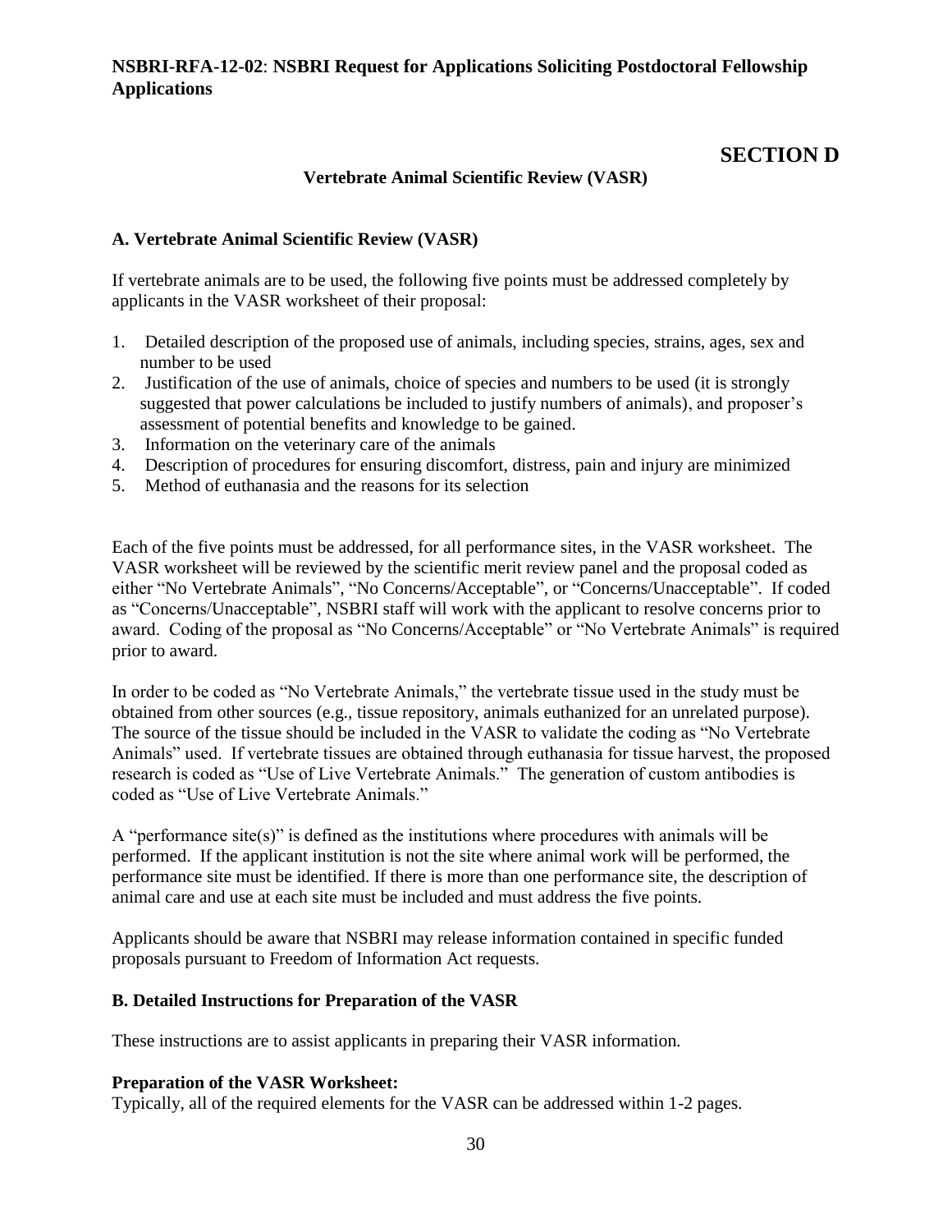**NSBRI-RFA-12-02**: **NSBRI Request for Applications Soliciting Postdoctoral Fellowship Applications**

# SECTION D

### Vertebrate Animal Scientific Review (VASR)

## A. Vertebrate Animal Scientific Review (VASR)

If vertebrate animals are to be used, the following five points must be addressed completely by applicants in the VASR worksheet of their proposal:

1. Detailed description of the proposed use of animals, including species, strains, ages, sex and number to be used
2. Justification of the use of animals, choice of species and numbers to be used (it is strongly suggested that power calculations be included to justify numbers of animals), and proposer's assessment of potential benefits and knowledge to be gained.
3. Information on the veterinary care of the animals
4. Description of procedures for ensuring discomfort, distress, pain and injury are minimized
5. Method of euthanasia and the reasons for its selection

Each of the five points must be addressed, for all performance sites, in the VASR worksheet. The VASR worksheet will be reviewed by the scientific merit review panel and the proposal coded as either "No Vertebrate Animals", "No Concerns/Acceptable", or "Concerns/Unacceptable". If coded as "Concerns/Unacceptable", NSBRI staff will work with the applicant to resolve concerns prior to award. Coding of the proposal as "No Concerns/Acceptable" or "No Vertebrate Animals" is required prior to award.

In order to be coded as "No Vertebrate Animals," the vertebrate tissue used in the study must be obtained from other sources (e.g., tissue repository, animals euthanized for an unrelated purpose). The source of the tissue should be included in the VASR to validate the coding as "No Vertebrate Animals" used. If vertebrate tissues are obtained through euthanasia for tissue harvest, the proposed research is coded as "Use of Live Vertebrate Animals." The generation of custom antibodies is coded as "Use of Live Vertebrate Animals."

A "performance site(s)" is defined as the institutions where procedures with animals will be performed. If the applicant institution is not the site where animal work will be performed, the performance site must be identified. If there is more than one performance site, the description of animal care and use at each site must be included and must address the five points.

Applicants should be aware that NSBRI may release information contained in specific funded proposals pursuant to Freedom of Information Act requests.

## B. Detailed Instructions for Preparation of the VASR

These instructions are to assist applicants in preparing their VASR information.

**Preparation of the VASR Worksheet:**
Typically, all of the required elements for the VASR can be addressed within 1-2 pages.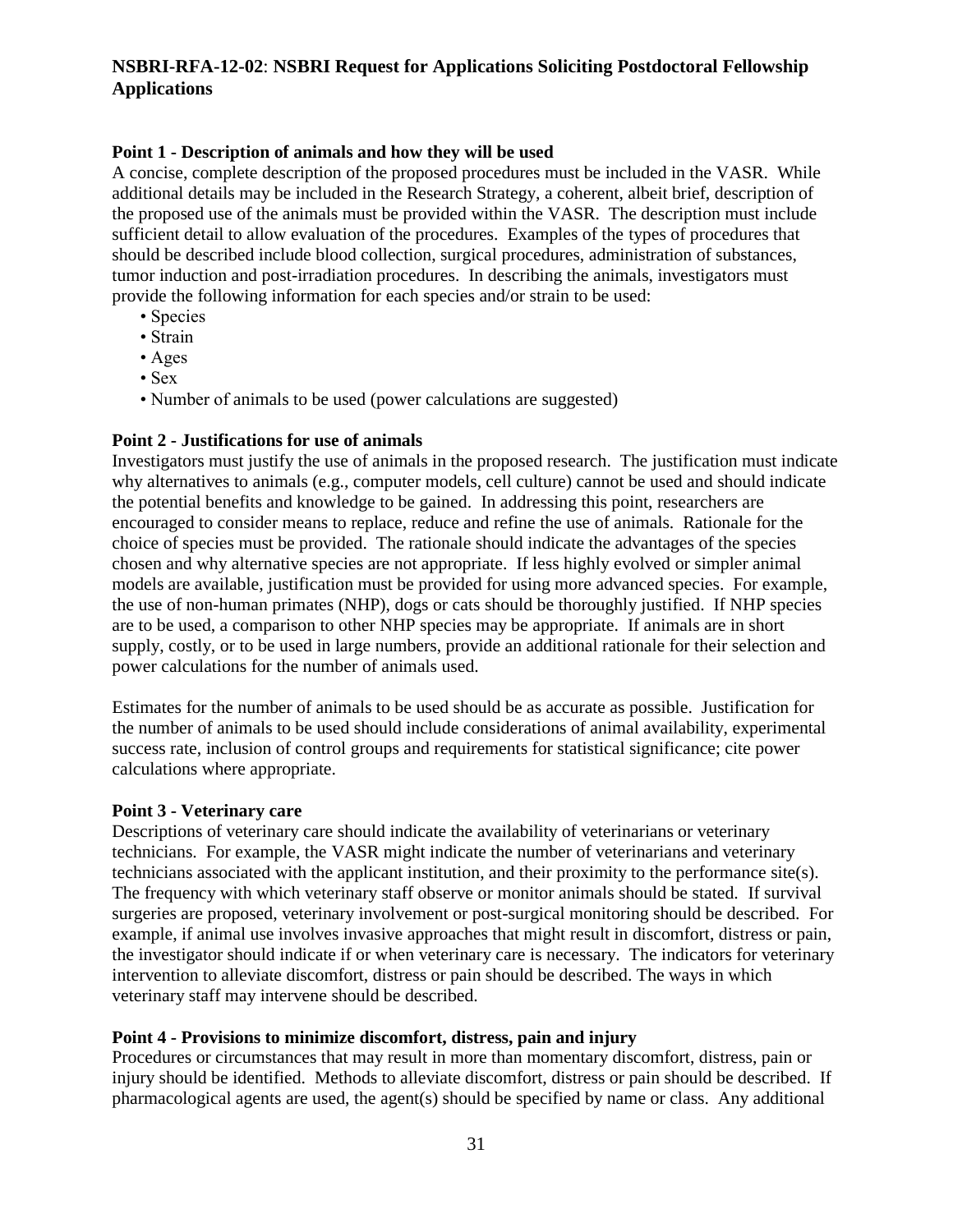**NSBRI-RFA-12-02**: **NSBRI Request for Applications Soliciting Postdoctoral Fellowship Applications**

**Point 1 - Description of animals and how they will be used**

A concise, complete description of the proposed procedures must be included in the VASR. While additional details may be included in the Research Strategy, a coherent, albeit brief, description of the proposed use of the animals must be provided within the VASR. The description must include sufficient detail to allow evaluation of the procedures. Examples of the types of procedures that should be described include blood collection, surgical procedures, administration of substances, tumor induction and post-irradiation procedures. In describing the animals, investigators must provide the following information for each species and/or strain to be used:

- Species
- Strain
- Ages
- Sex
- Number of animals to be used (power calculations are suggested)

**Point 2 - Justifications for use of animals**

Investigators must justify the use of animals in the proposed research. The justification must indicate why alternatives to animals (e.g., computer models, cell culture) cannot be used and should indicate the potential benefits and knowledge to be gained. In addressing this point, researchers are encouraged to consider means to replace, reduce and refine the use of animals. Rationale for the choice of species must be provided. The rationale should indicate the advantages of the species chosen and why alternative species are not appropriate. If less highly evolved or simpler animal models are available, justification must be provided for using more advanced species. For example, the use of non-human primates (NHP), dogs or cats should be thoroughly justified. If NHP species are to be used, a comparison to other NHP species may be appropriate. If animals are in short supply, costly, or to be used in large numbers, provide an additional rationale for their selection and power calculations for the number of animals used.

Estimates for the number of animals to be used should be as accurate as possible. Justification for the number of animals to be used should include considerations of animal availability, experimental success rate, inclusion of control groups and requirements for statistical significance; cite power calculations where appropriate.

**Point 3 - Veterinary care**

Descriptions of veterinary care should indicate the availability of veterinarians or veterinary technicians. For example, the VASR might indicate the number of veterinarians and veterinary technicians associated with the applicant institution, and their proximity to the performance site(s). The frequency with which veterinary staff observe or monitor animals should be stated. If survival surgeries are proposed, veterinary involvement or post-surgical monitoring should be described. For example, if animal use involves invasive approaches that might result in discomfort, distress or pain, the investigator should indicate if or when veterinary care is necessary. The indicators for veterinary intervention to alleviate discomfort, distress or pain should be described. The ways in which veterinary staff may intervene should be described.

**Point 4 - Provisions to minimize discomfort, distress, pain and injury**

Procedures or circumstances that may result in more than momentary discomfort, distress, pain or injury should be identified. Methods to alleviate discomfort, distress or pain should be described. If pharmacological agents are used, the agent(s) should be specified by name or class. Any additional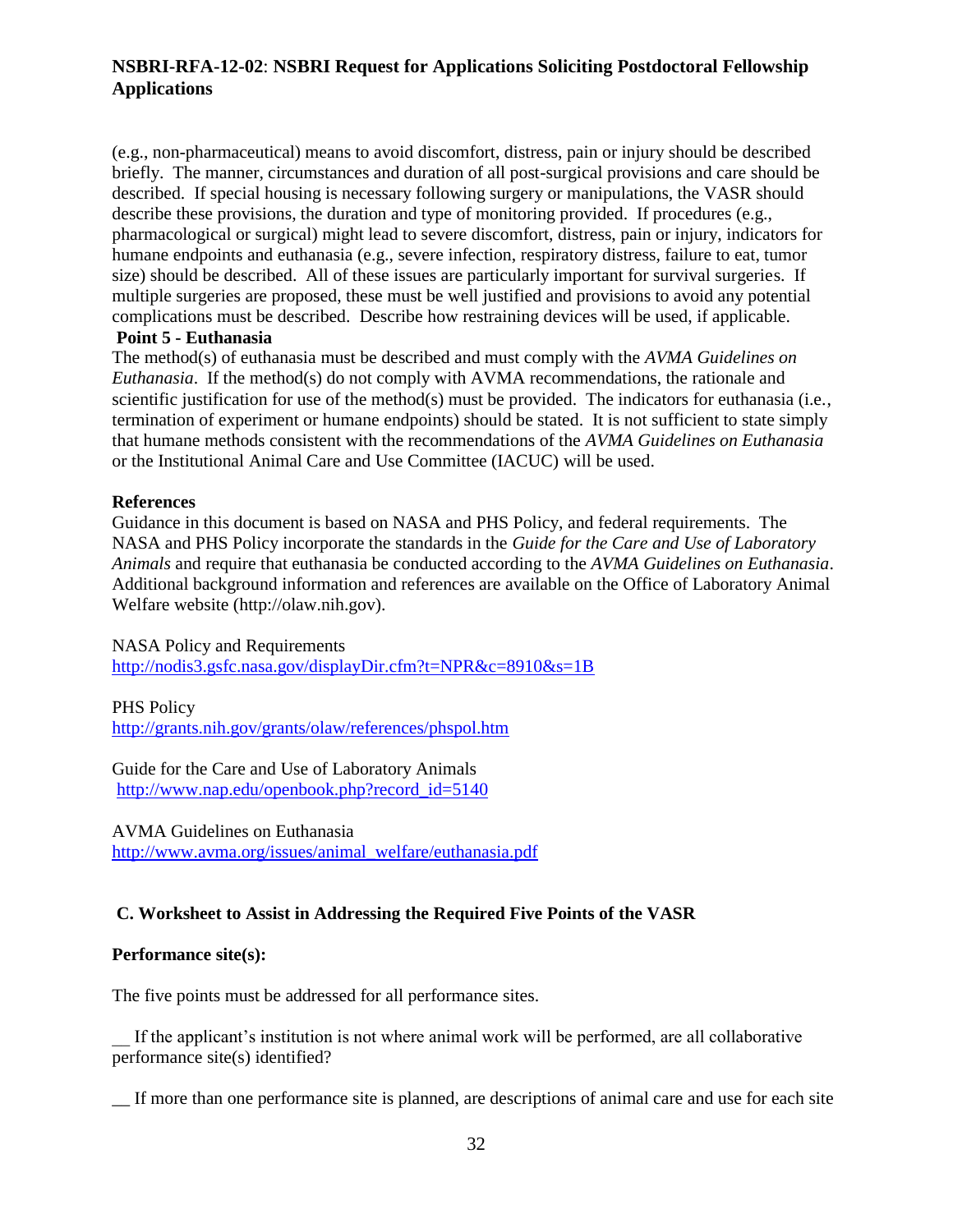(e.g., non-pharmaceutical) means to avoid discomfort, distress, pain or injury should be described briefly. The manner, circumstances and duration of all post-surgical provisions and care should be described. If special housing is necessary following surgery or manipulations, the VASR should describe these provisions, the duration and type of monitoring provided. If procedures (e.g., pharmacological or surgical) might lead to severe discomfort, distress, pain or injury, indicators for humane endpoints and euthanasia (e.g., severe infection, respiratory distress, failure to eat, tumor size) should be described. All of these issues are particularly important for survival surgeries. If multiple surgeries are proposed, these must be well justified and provisions to avoid any potential complications must be described. Describe how restraining devices will be used, if applicable.

**Point 5 - Euthanasia**

The method(s) of euthanasia must be described and must comply with the *AVMA Guidelines on Euthanasia*. If the method(s) do not comply with AVMA recommendations, the rationale and scientific justification for use of the method(s) must be provided. The indicators for euthanasia (i.e., termination of experiment or humane endpoints) should be stated. It is not sufficient to state simply that humane methods consistent with the recommendations of the *AVMA Guidelines on Euthanasia* or the Institutional Animal Care and Use Committee (IACUC) will be used.

**References**

Guidance in this document is based on NASA and PHS Policy, and federal requirements. The NASA and PHS Policy incorporate the standards in the *Guide for the Care and Use of Laboratory Animals* and require that euthanasia be conducted according to the *AVMA Guidelines on Euthanasia*. Additional background information and references are available on the Office of Laboratory Animal Welfare website (http://olaw.nih.gov).

NASA Policy and Requirements
http://nodis3.gsfc.nasa.gov/displayDir.cfm?t=NPR&c=8910&s=1B

PHS Policy
http://grants.nih.gov/grants/olaw/references/phspol.htm

Guide for the Care and Use of Laboratory Animals
http://www.nap.edu/openbook.php?record_id=5140

AVMA Guidelines on Euthanasia
http://www.avma.org/issues/animal_welfare/euthanasia.pdf

**C. Worksheet to Assist in Addressing the Required Five Points of the VASR**

**Performance site(s):**

The five points must be addressed for all performance sites.

__ If the applicant's institution is not where animal work will be performed, are all collaborative performance site(s) identified?

__ If more than one performance site is planned, are descriptions of animal care and use for each site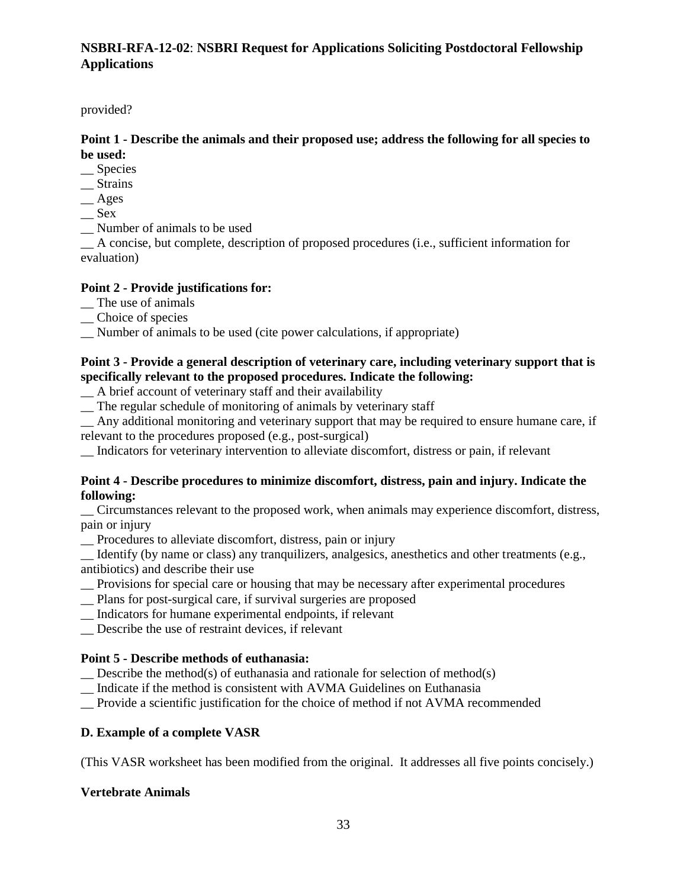provided?

**Point 1 - Describe the animals and their proposed use; address the following for all species to be used:**

__ Species
__ Strains
__ Ages
__ Sex
__ Number of animals to be used
__ A concise, but complete, description of proposed procedures (i.e., sufficient information for evaluation)

**Point 2 - Provide justifications for:**

__ The use of animals
__ Choice of species
__ Number of animals to be used (cite power calculations, if appropriate)

**Point 3 - Provide a general description of veterinary care, including veterinary support that is specifically relevant to the proposed procedures. Indicate the following:**

__ A brief account of veterinary staff and their availability
__ The regular schedule of monitoring of animals by veterinary staff
__ Any additional monitoring and veterinary support that may be required to ensure humane care, if relevant to the procedures proposed (e.g., post-surgical)
__ Indicators for veterinary intervention to alleviate discomfort, distress or pain, if relevant

**Point 4 - Describe procedures to minimize discomfort, distress, pain and injury. Indicate the following:**

__ Circumstances relevant to the proposed work, when animals may experience discomfort, distress, pain or injury
__ Procedures to alleviate discomfort, distress, pain or injury
__ Identify (by name or class) any tranquilizers, analgesics, anesthetics and other treatments (e.g., antibiotics) and describe their use
__ Provisions for special care or housing that may be necessary after experimental procedures
__ Plans for post-surgical care, if survival surgeries are proposed
__ Indicators for humane experimental endpoints, if relevant
__ Describe the use of restraint devices, if relevant

**Point 5 - Describe methods of euthanasia:**

__ Describe the method(s) of euthanasia and rationale for selection of method(s)
__ Indicate if the method is consistent with AVMA Guidelines on Euthanasia
__ Provide a scientific justification for the choice of method if not AVMA recommended

**D. Example of a complete VASR**

(This VASR worksheet has been modified from the original. It addresses all five points concisely.)

**Vertebrate Animals**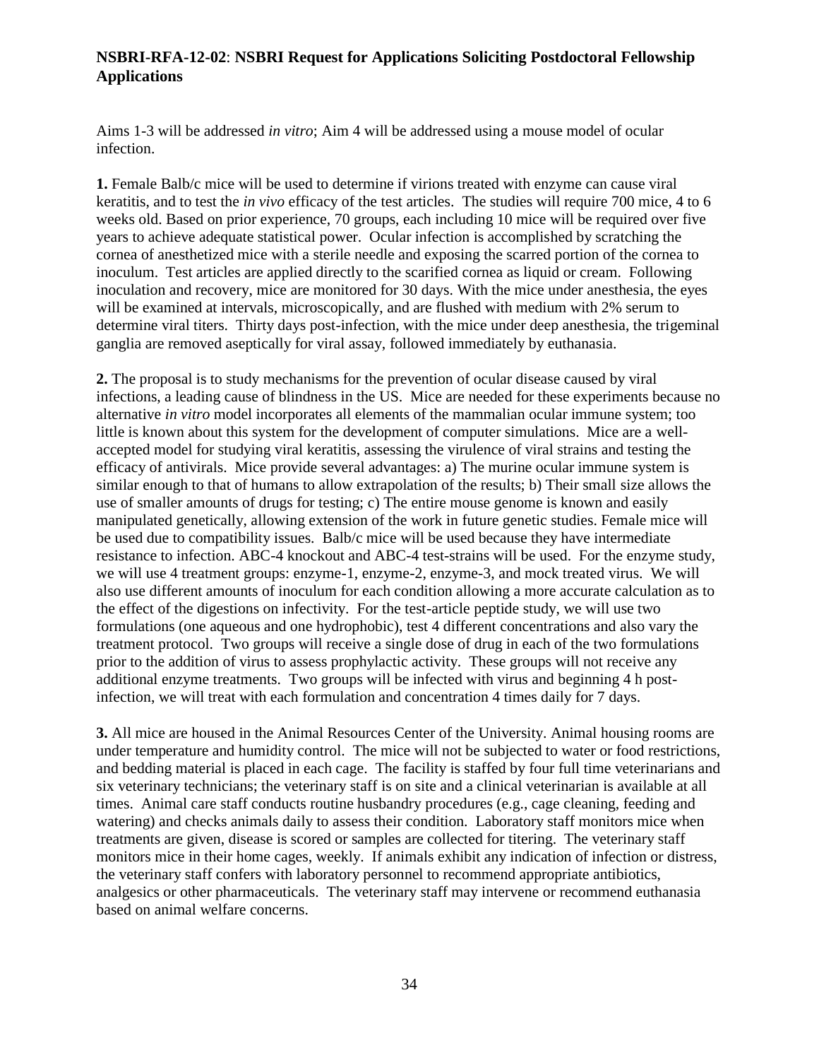Aims 1-3 will be addressed *in vitro*; Aim 4 will be addressed using a mouse model of ocular infection.

**1.** Female Balb/c mice will be used to determine if virions treated with enzyme can cause viral keratitis, and to test the *in vivo* efficacy of the test articles. The studies will require 700 mice, 4 to 6 weeks old. Based on prior experience, 70 groups, each including 10 mice will be required over five years to achieve adequate statistical power. Ocular infection is accomplished by scratching the cornea of anesthetized mice with a sterile needle and exposing the scarred portion of the cornea to inoculum. Test articles are applied directly to the scarified cornea as liquid or cream. Following inoculation and recovery, mice are monitored for 30 days. With the mice under anesthesia, the eyes will be examined at intervals, microscopically, and are flushed with medium with 2% serum to determine viral titers. Thirty days post-infection, with the mice under deep anesthesia, the trigeminal ganglia are removed aseptically for viral assay, followed immediately by euthanasia.

**2.** The proposal is to study mechanisms for the prevention of ocular disease caused by viral infections, a leading cause of blindness in the US. Mice are needed for these experiments because no alternative *in vitro* model incorporates all elements of the mammalian ocular immune system; too little is known about this system for the development of computer simulations. Mice are a well-accepted model for studying viral keratitis, assessing the virulence of viral strains and testing the efficacy of antivirals. Mice provide several advantages: a) The murine ocular immune system is similar enough to that of humans to allow extrapolation of the results; b) Their small size allows the use of smaller amounts of drugs for testing; c) The entire mouse genome is known and easily manipulated genetically, allowing extension of the work in future genetic studies. Female mice will be used due to compatibility issues. Balb/c mice will be used because they have intermediate resistance to infection. ABC-4 knockout and ABC-4 test-strains will be used. For the enzyme study, we will use 4 treatment groups: enzyme-1, enzyme-2, enzyme-3, and mock treated virus. We will also use different amounts of inoculum for each condition allowing a more accurate calculation as to the effect of the digestions on infectivity. For the test-article peptide study, we will use two formulations (one aqueous and one hydrophobic), test 4 different concentrations and also vary the treatment protocol. Two groups will receive a single dose of drug in each of the two formulations prior to the addition of virus to assess prophylactic activity. These groups will not receive any additional enzyme treatments. Two groups will be infected with virus and beginning 4 h post-infection, we will treat with each formulation and concentration 4 times daily for 7 days.

**3.** All mice are housed in the Animal Resources Center of the University. Animal housing rooms are under temperature and humidity control. The mice will not be subjected to water or food restrictions, and bedding material is placed in each cage. The facility is staffed by four full time veterinarians and six veterinary technicians; the veterinary staff is on site and a clinical veterinarian is available at all times. Animal care staff conducts routine husbandry procedures (e.g., cage cleaning, feeding and watering) and checks animals daily to assess their condition. Laboratory staff monitors mice when treatments are given, disease is scored or samples are collected for titering. The veterinary staff monitors mice in their home cages, weekly. If animals exhibit any indication of infection or distress, the veterinary staff confers with laboratory personnel to recommend appropriate antibiotics, analgesics or other pharmaceuticals. The veterinary staff may intervene or recommend euthanasia based on animal welfare concerns.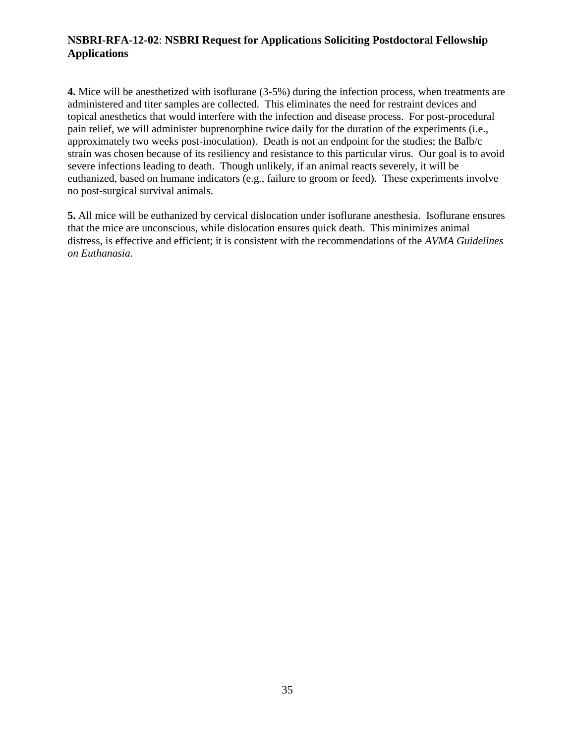**4.** Mice will be anesthetized with isoflurane (3-5%) during the infection process, when treatments are administered and titer samples are collected. This eliminates the need for restraint devices and topical anesthetics that would interfere with the infection and disease process. For post-procedural pain relief, we will administer buprenorphine twice daily for the duration of the experiments (i.e., approximately two weeks post-inoculation). Death is not an endpoint for the studies; the Balb/c strain was chosen because of its resiliency and resistance to this particular virus. Our goal is to avoid severe infections leading to death. Though unlikely, if an animal reacts severely, it will be euthanized, based on humane indicators (e.g., failure to groom or feed). These experiments involve no post-surgical survival animals.

**5.** All mice will be euthanized by cervical dislocation under isoflurane anesthesia. Isoflurane ensures that the mice are unconscious, while dislocation ensures quick death. This minimizes animal distress, is effective and efficient; it is consistent with the recommendations of the *AVMA Guidelines on Euthanasia*.